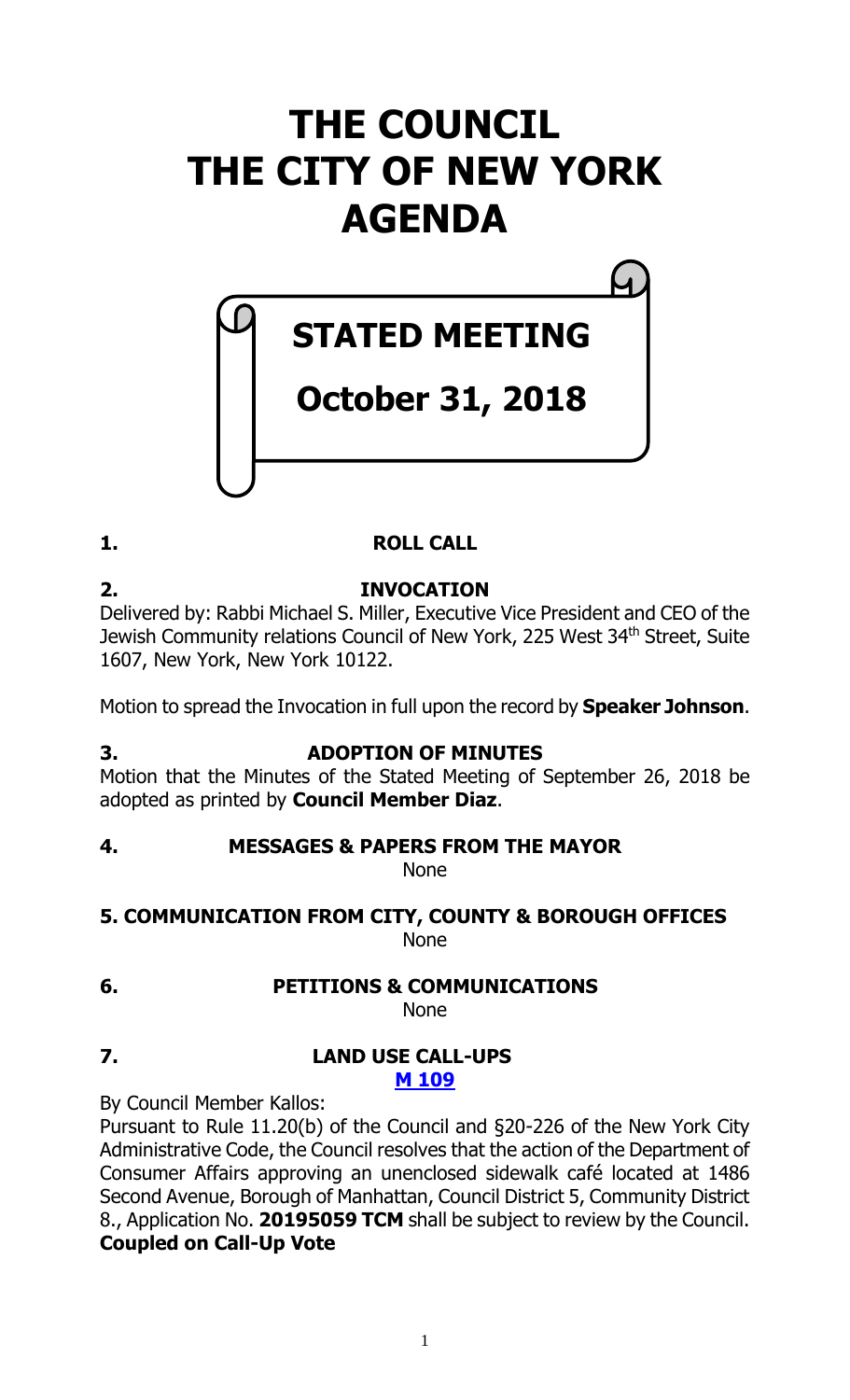# THE COUNCIL THE CITY OF NEW YORK AGENDA

## STATED MEETING

## October 31, 2018

**1. ROLL CALL**

**2. INVOCATION**

Delivered by: Rabbi Michael S. Miller, Executive Vice President and CEO of the Jewish Community relations Council of New York, 225 West 34th Street, Suite 1607, New York, New York 10122.

Motion to spread the Invocation in full upon the record by **Speaker Johnson**.

**3. ADOPTION OF MINUTES**

Motion that the Minutes of the Stated Meeting of September 26, 2018 be adopted as printed by **Council Member Diaz**.

**4. MESSAGES & PAPERS FROM THE MAYOR**

None

**5. COMMUNICATION FROM CITY, COUNTY & BOROUGH OFFICES**

None

**6. PETITIONS & COMMUNICATIONS**

None

**7. LAND USE CALL-UPS**

**M 109**

By Council Member Kallos:

Pursuant to Rule 11.20(b) of the Council and §20-226 of the New York City Administrative Code, the Council resolves that the action of the Department of Consumer Affairs approving an unenclosed sidewalk café located at 1486 Second Avenue, Borough of Manhattan, Council District 5, Community District 8., Application No. **20195059 TCM** shall be subject to review by the Council.

**Coupled on Call-Up Vote**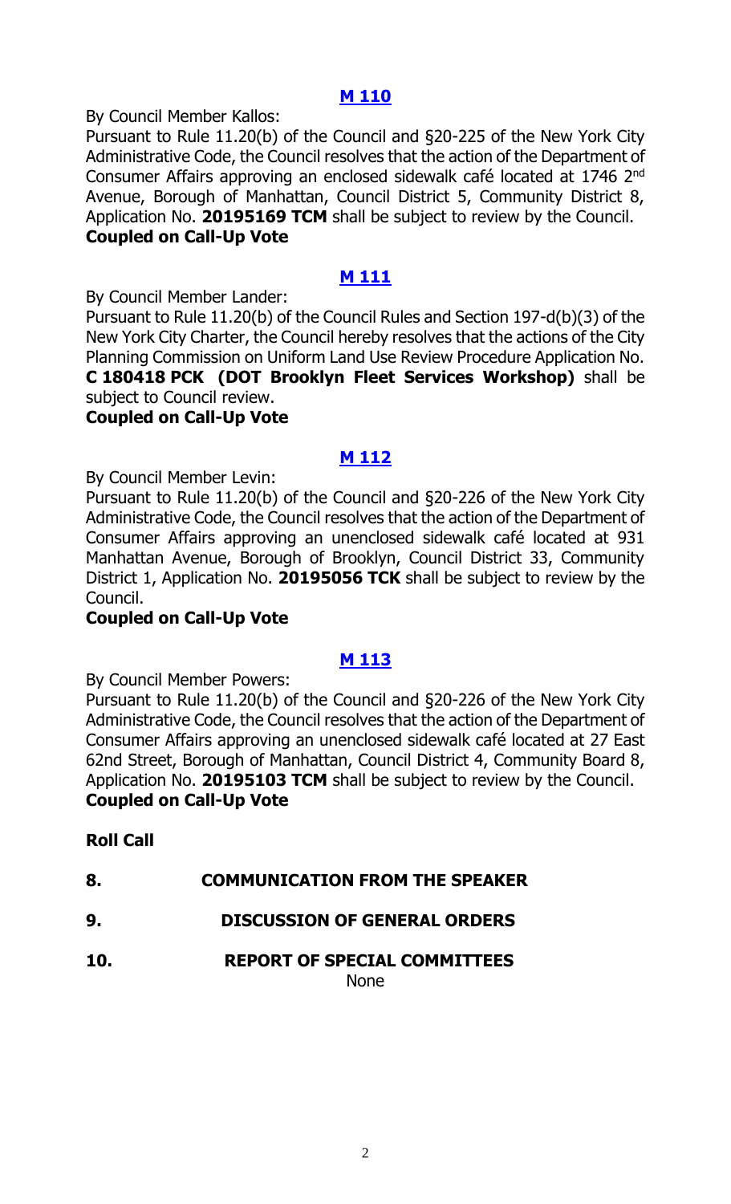## [M 110](#)

By Council Member Kallos:

Pursuant to Rule 11.20(b) of the Council and §20-225 of the New York City Administrative Code, the Council resolves that the action of the Department of Consumer Affairs approving an enclosed sidewalk café located at 1746 2nd Avenue, Borough of Manhattan, Council District 5, Community District 8, Application No. **20195169 TCM** shall be subject to review by the Council.

**Coupled on Call-Up Vote**

## [M 111](#)

By Council Member Lander:

Pursuant to Rule 11.20(b) of the Council Rules and Section 197-d(b)(3) of the New York City Charter, the Council hereby resolves that the actions of the City Planning Commission on Uniform Land Use Review Procedure Application No. **C 180418 PCK (DOT Brooklyn Fleet Services Workshop)** shall be subject to Council review.

**Coupled on Call-Up Vote**

## [M 112](#)

By Council Member Levin:

Pursuant to Rule 11.20(b) of the Council and §20-226 of the New York City Administrative Code, the Council resolves that the action of the Department of Consumer Affairs approving an unenclosed sidewalk café located at 931 Manhattan Avenue, Borough of Brooklyn, Council District 33, Community District 1, Application No. **20195056 TCK** shall be subject to review by the Council.

**Coupled on Call-Up Vote**

## [M 113](#)

By Council Member Powers:

Pursuant to Rule 11.20(b) of the Council and §20-226 of the New York City Administrative Code, the Council resolves that the action of the Department of Consumer Affairs approving an unenclosed sidewalk café located at 27 East 62nd Street, Borough of Manhattan, Council District 4, Community Board 8, Application No. **20195103 TCM** shall be subject to review by the Council.

**Coupled on Call-Up Vote**

**Roll Call**

**8. COMMUNICATION FROM THE SPEAKER**

**9. DISCUSSION OF GENERAL ORDERS**

**10. REPORT OF SPECIAL COMMITTEES**

None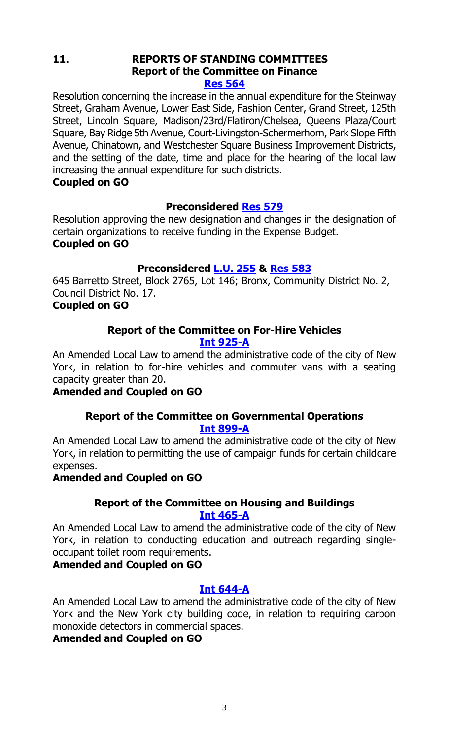## 11. REPORTS OF STANDING COMMITTEES

### Report of the Committee on Finance

**[Res 564]**

Resolution concerning the increase in the annual expenditure for the Steinway Street, Graham Avenue, Lower East Side, Fashion Center, Grand Street, 125th Street, Lincoln Square, Madison/23rd/Flatiron/Chelsea, Queens Plaza/Court Square, Bay Ridge 5th Avenue, Court-Livingston-Schermerhorn, Park Slope Fifth Avenue, Chinatown, and Westchester Square Business Improvement Districts, and the setting of the date, time and place for the hearing of the local law increasing the annual expenditure for such districts.

**Coupled on GO**

**Preconsidered [Res 579]**

Resolution approving the new designation and changes in the designation of certain organizations to receive funding in the Expense Budget.

**Coupled on GO**

**Preconsidered [L.U. 255] & [Res 583]**

645 Barretto Street, Block 2765, Lot 146; Bronx, Community District No. 2, Council District No. 17.

**Coupled on GO**

### Report of the Committee on For-Hire Vehicles

**[Int 925-A]**

An Amended Local Law to amend the administrative code of the city of New York, in relation to for-hire vehicles and commuter vans with a seating capacity greater than 20.

**Amended and Coupled on GO**

### Report of the Committee on Governmental Operations

**[Int 899-A]**

An Amended Local Law to amend the administrative code of the city of New York, in relation to permitting the use of campaign funds for certain childcare expenses.

**Amended and Coupled on GO**

### Report of the Committee on Housing and Buildings

**[Int 465-A]**

An Amended Local Law to amend the administrative code of the city of New York, in relation to conducting education and outreach regarding single-occupant toilet room requirements.

**Amended and Coupled on GO**

**[Int 644-A]**

An Amended Local Law to amend the administrative code of the city of New York and the New York city building code, in relation to requiring carbon monoxide detectors in commercial spaces.

**Amended and Coupled on GO**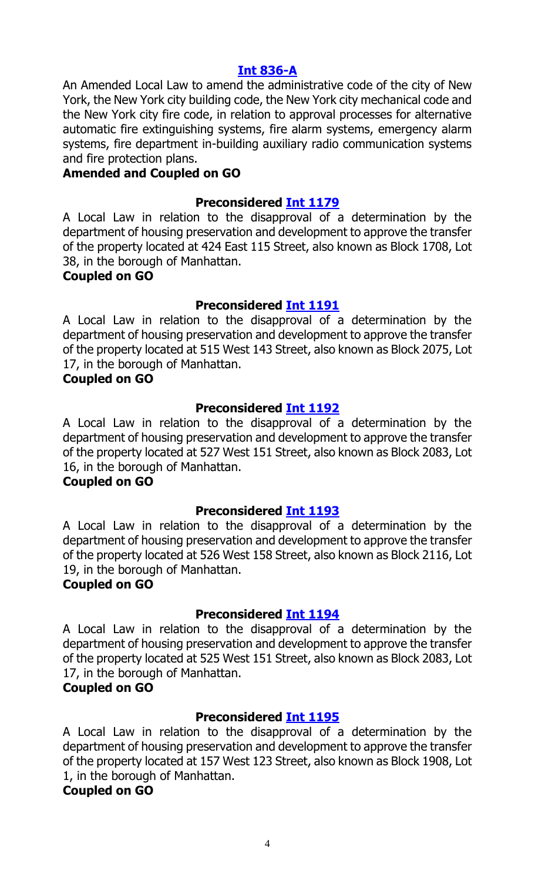**[Int 836-A](#)**

An Amended Local Law to amend the administrative code of the city of New York, the New York city building code, the New York city mechanical code and the New York city fire code, in relation to approval processes for alternative automatic fire extinguishing systems, fire alarm systems, emergency alarm systems, fire department in-building auxiliary radio communication systems and fire protection plans.

**Amended and Coupled on GO**

**Preconsidered [Int 1179](#)**

A Local Law in relation to the disapproval of a determination by the department of housing preservation and development to approve the transfer of the property located at 424 East 115 Street, also known as Block 1708, Lot 38, in the borough of Manhattan.

**Coupled on GO**

**Preconsidered [Int 1191](#)**

A Local Law in relation to the disapproval of a determination by the department of housing preservation and development to approve the transfer of the property located at 515 West 143 Street, also known as Block 2075, Lot 17, in the borough of Manhattan.

**Coupled on GO**

**Preconsidered [Int 1192](#)**

A Local Law in relation to the disapproval of a determination by the department of housing preservation and development to approve the transfer of the property located at 527 West 151 Street, also known as Block 2083, Lot 16, in the borough of Manhattan.

**Coupled on GO**

**Preconsidered [Int 1193](#)**

A Local Law in relation to the disapproval of a determination by the department of housing preservation and development to approve the transfer of the property located at 526 West 158 Street, also known as Block 2116, Lot 19, in the borough of Manhattan.

**Coupled on GO**

**Preconsidered [Int 1194](#)**

A Local Law in relation to the disapproval of a determination by the department of housing preservation and development to approve the transfer of the property located at 525 West 151 Street, also known as Block 2083, Lot 17, in the borough of Manhattan.

**Coupled on GO**

**Preconsidered [Int 1195](#)**

A Local Law in relation to the disapproval of a determination by the department of housing preservation and development to approve the transfer of the property located at 157 West 123 Street, also known as Block 1908, Lot 1, in the borough of Manhattan.

**Coupled on GO**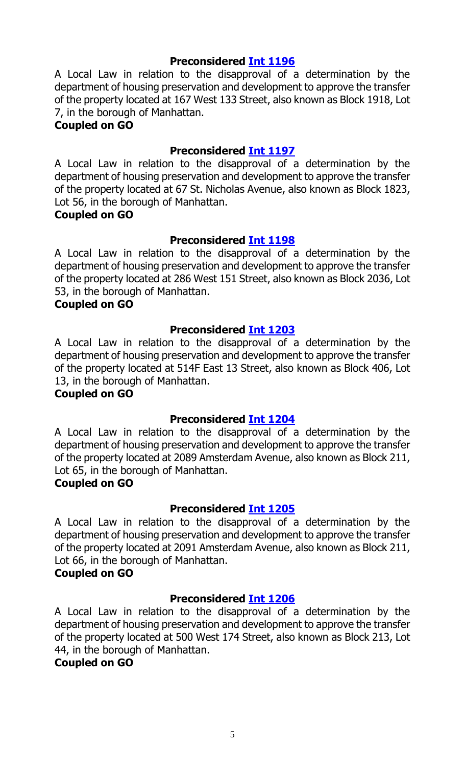### **Preconsidered Int 1196**

A Local Law in relation to the disapproval of a determination by the department of housing preservation and development to approve the transfer of the property located at 167 West 133 Street, also known as Block 1918, Lot 7, in the borough of Manhattan.

**Coupled on GO**

### **Preconsidered Int 1197**

A Local Law in relation to the disapproval of a determination by the department of housing preservation and development to approve the transfer of the property located at 67 St. Nicholas Avenue, also known as Block 1823, Lot 56, in the borough of Manhattan.

**Coupled on GO**

### **Preconsidered Int 1198**

A Local Law in relation to the disapproval of a determination by the department of housing preservation and development to approve the transfer of the property located at 286 West 151 Street, also known as Block 2036, Lot 53, in the borough of Manhattan.

**Coupled on GO**

### **Preconsidered Int 1203**

A Local Law in relation to the disapproval of a determination by the department of housing preservation and development to approve the transfer of the property located at 514F East 13 Street, also known as Block 406, Lot 13, in the borough of Manhattan.

**Coupled on GO**

### **Preconsidered Int 1204**

A Local Law in relation to the disapproval of a determination by the department of housing preservation and development to approve the transfer of the property located at 2089 Amsterdam Avenue, also known as Block 211, Lot 65, in the borough of Manhattan.

**Coupled on GO**

### **Preconsidered Int 1205**

A Local Law in relation to the disapproval of a determination by the department of housing preservation and development to approve the transfer of the property located at 2091 Amsterdam Avenue, also known as Block 211, Lot 66, in the borough of Manhattan.

**Coupled on GO**

### **Preconsidered Int 1206**

A Local Law in relation to the disapproval of a determination by the department of housing preservation and development to approve the transfer of the property located at 500 West 174 Street, also known as Block 213, Lot 44, in the borough of Manhattan.

**Coupled on GO**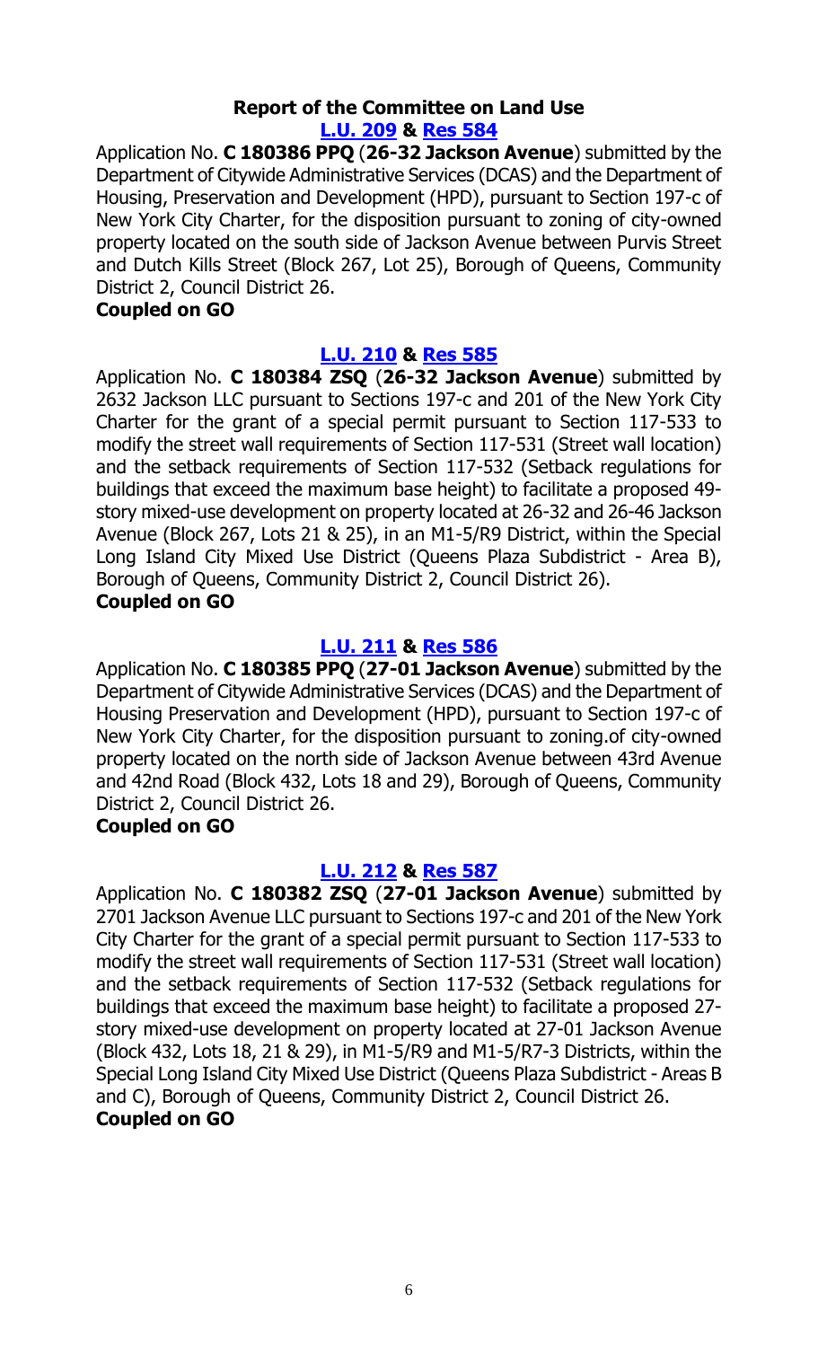### Report of the Committee on Land Use

**[L.U. 209](#) & [Res 584](#)**

Application No. **C 180386 PPQ** (**26-32 Jackson Avenue**) submitted by the Department of Citywide Administrative Services (DCAS) and the Department of Housing, Preservation and Development (HPD), pursuant to Section 197-c of New York City Charter, for the disposition pursuant to zoning of city-owned property located on the south side of Jackson Avenue between Purvis Street and Dutch Kills Street (Block 267, Lot 25), Borough of Queens, Community District 2, Council District 26.

**Coupled on GO**

**[L.U. 210](#) & [Res 585](#)**

Application No. **C 180384 ZSQ** (**26-32 Jackson Avenue**) submitted by 2632 Jackson LLC pursuant to Sections 197-c and 201 of the New York City Charter for the grant of a special permit pursuant to Section 117-533 to modify the street wall requirements of Section 117-531 (Street wall location) and the setback requirements of Section 117-532 (Setback regulations for buildings that exceed the maximum base height) to facilitate a proposed 49-story mixed-use development on property located at 26-32 and 26-46 Jackson Avenue (Block 267, Lots 21 & 25), in an M1-5/R9 District, within the Special Long Island City Mixed Use District (Queens Plaza Subdistrict - Area B), Borough of Queens, Community District 2, Council District 26).

**Coupled on GO**

**[L.U. 211](#) & [Res 586](#)**

Application No. **C 180385 PPQ** (**27-01 Jackson Avenue**) submitted by the Department of Citywide Administrative Services (DCAS) and the Department of Housing Preservation and Development (HPD), pursuant to Section 197-c of New York City Charter, for the disposition pursuant to zoning.of city-owned property located on the north side of Jackson Avenue between 43rd Avenue and 42nd Road (Block 432, Lots 18 and 29), Borough of Queens, Community District 2, Council District 26.

**Coupled on GO**

**[L.U. 212](#) & [Res 587](#)**

Application No. **C 180382 ZSQ** (**27-01 Jackson Avenue**) submitted by 2701 Jackson Avenue LLC pursuant to Sections 197-c and 201 of the New York City Charter for the grant of a special permit pursuant to Section 117-533 to modify the street wall requirements of Section 117-531 (Street wall location) and the setback requirements of Section 117-532 (Setback regulations for buildings that exceed the maximum base height) to facilitate a proposed 27-story mixed-use development on property located at 27-01 Jackson Avenue (Block 432, Lots 18, 21 & 29), in M1-5/R9 and M1-5/R7-3 Districts, within the Special Long Island City Mixed Use District (Queens Plaza Subdistrict - Areas B and C), Borough of Queens, Community District 2, Council District 26.

**Coupled on GO**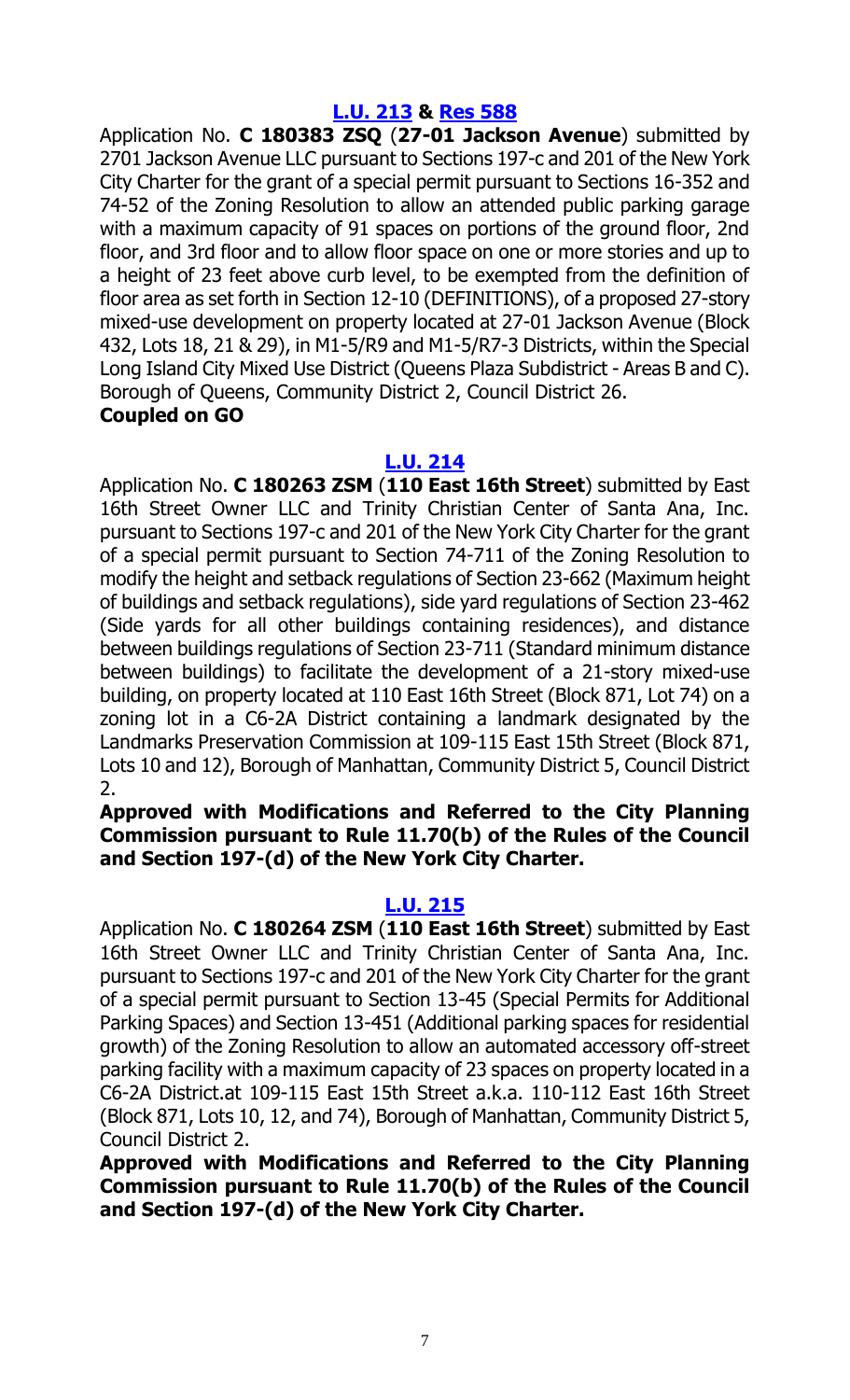## [L.U. 213](#) & [Res 588](#)

Application No. **C 180383 ZSQ** (**27-01 Jackson Avenue**) submitted by 2701 Jackson Avenue LLC pursuant to Sections 197-c and 201 of the New York City Charter for the grant of a special permit pursuant to Sections 16-352 and 74-52 of the Zoning Resolution to allow an attended public parking garage with a maximum capacity of 91 spaces on portions of the ground floor, 2nd floor, and 3rd floor and to allow floor space on one or more stories and up to a height of 23 feet above curb level, to be exempted from the definition of floor area as set forth in Section 12-10 (DEFINITIONS), of a proposed 27-story mixed-use development on property located at 27-01 Jackson Avenue (Block 432, Lots 18, 21 & 29), in M1-5/R9 and M1-5/R7-3 Districts, within the Special Long Island City Mixed Use District (Queens Plaza Subdistrict - Areas B and C). Borough of Queens, Community District 2, Council District 26.

**Coupled on GO**

## [L.U. 214](#)

Application No. **C 180263 ZSM** (**110 East 16th Street**) submitted by East 16th Street Owner LLC and Trinity Christian Center of Santa Ana, Inc. pursuant to Sections 197-c and 201 of the New York City Charter for the grant of a special permit pursuant to Section 74-711 of the Zoning Resolution to modify the height and setback regulations of Section 23-662 (Maximum height of buildings and setback regulations), side yard regulations of Section 23-462 (Side yards for all other buildings containing residences), and distance between buildings regulations of Section 23-711 (Standard minimum distance between buildings) to facilitate the development of a 21-story mixed-use building, on property located at 110 East 16th Street (Block 871, Lot 74) on a zoning lot in a C6-2A District containing a landmark designated by the Landmarks Preservation Commission at 109-115 East 15th Street (Block 871, Lots 10 and 12), Borough of Manhattan, Community District 5, Council District 2.

**Approved with Modifications and Referred to the City Planning Commission pursuant to Rule 11.70(b) of the Rules of the Council and Section 197-(d) of the New York City Charter.**

## [L.U. 215](#)

Application No. **C 180264 ZSM** (**110 East 16th Street**) submitted by East 16th Street Owner LLC and Trinity Christian Center of Santa Ana, Inc. pursuant to Sections 197-c and 201 of the New York City Charter for the grant of a special permit pursuant to Section 13-45 (Special Permits for Additional Parking Spaces) and Section 13-451 (Additional parking spaces for residential growth) of the Zoning Resolution to allow an automated accessory off-street parking facility with a maximum capacity of 23 spaces on property located in a C6-2A District.at 109-115 East 15th Street a.k.a. 110-112 East 16th Street (Block 871, Lots 10, 12, and 74), Borough of Manhattan, Community District 5, Council District 2.

**Approved with Modifications and Referred to the City Planning Commission pursuant to Rule 11.70(b) of the Rules of the Council and Section 197-(d) of the New York City Charter.**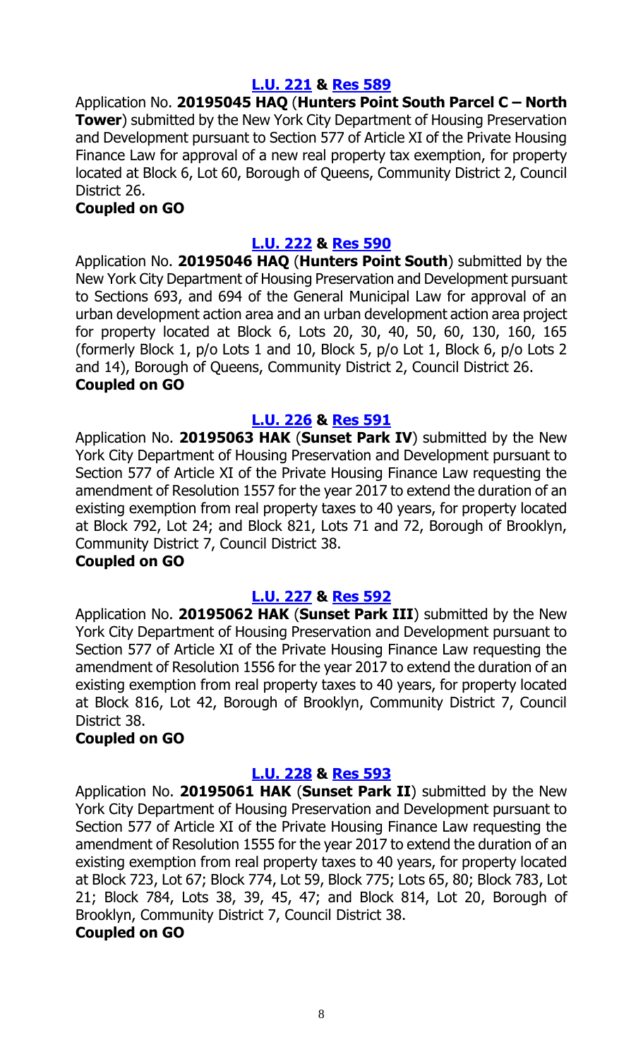**[L.U. 221](#) & [Res 589](#)**

Application No. **20195045 HAQ** (**Hunters Point South Parcel C – North Tower**) submitted by the New York City Department of Housing Preservation and Development pursuant to Section 577 of Article XI of the Private Housing Finance Law for approval of a new real property tax exemption, for property located at Block 6, Lot 60, Borough of Queens, Community District 2, Council District 26.

**Coupled on GO**

**[L.U. 222](#) & [Res 590](#)**

Application No. **20195046 HAQ** (**Hunters Point South**) submitted by the New York City Department of Housing Preservation and Development pursuant to Sections 693, and 694 of the General Municipal Law for approval of an urban development action area and an urban development action area project for property located at Block 6, Lots 20, 30, 40, 50, 60, 130, 160, 165 (formerly Block 1, p/o Lots 1 and 10, Block 5, p/o Lot 1, Block 6, p/o Lots 2 and 14), Borough of Queens, Community District 2, Council District 26.

**Coupled on GO**

**[L.U. 226](#) & [Res 591](#)**

Application No. **20195063 HAK** (**Sunset Park IV**) submitted by the New York City Department of Housing Preservation and Development pursuant to Section 577 of Article XI of the Private Housing Finance Law requesting the amendment of Resolution 1557 for the year 2017 to extend the duration of an existing exemption from real property taxes to 40 years, for property located at Block 792, Lot 24; and Block 821, Lots 71 and 72, Borough of Brooklyn, Community District 7, Council District 38.

**Coupled on GO**

**[L.U. 227](#) & [Res 592](#)**

Application No. **20195062 HAK** (**Sunset Park III**) submitted by the New York City Department of Housing Preservation and Development pursuant to Section 577 of Article XI of the Private Housing Finance Law requesting the amendment of Resolution 1556 for the year 2017 to extend the duration of an existing exemption from real property taxes to 40 years, for property located at Block 816, Lot 42, Borough of Brooklyn, Community District 7, Council District 38.

**Coupled on GO**

**[L.U. 228](#) & [Res 593](#)**

Application No. **20195061 HAK** (**Sunset Park II**) submitted by the New York City Department of Housing Preservation and Development pursuant to Section 577 of Article XI of the Private Housing Finance Law requesting the amendment of Resolution 1555 for the year 2017 to extend the duration of an existing exemption from real property taxes to 40 years, for property located at Block 723, Lot 67; Block 774, Lot 59, Block 775; Lots 65, 80; Block 783, Lot 21; Block 784, Lots 38, 39, 45, 47; and Block 814, Lot 20, Borough of Brooklyn, Community District 7, Council District 38.

**Coupled on GO**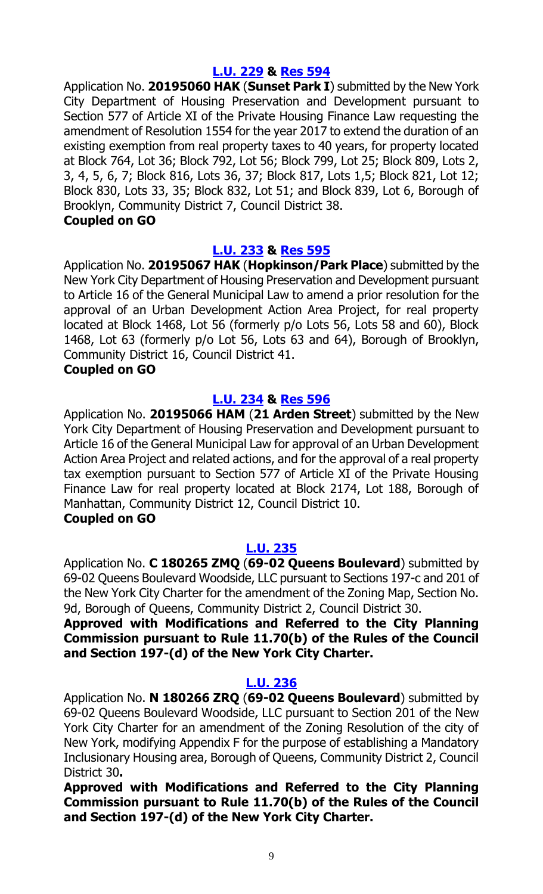### [L.U. 229](#) & [Res 594](#)

Application No. **20195060 HAK** (**Sunset Park I**) submitted by the New York City Department of Housing Preservation and Development pursuant to Section 577 of Article XI of the Private Housing Finance Law requesting the amendment of Resolution 1554 for the year 2017 to extend the duration of an existing exemption from real property taxes to 40 years, for property located at Block 764, Lot 36; Block 792, Lot 56; Block 799, Lot 25; Block 809, Lots 2, 3, 4, 5, 6, 7; Block 816, Lots 36, 37; Block 817, Lots 1,5; Block 821, Lot 12; Block 830, Lots 33, 35; Block 832, Lot 51; and Block 839, Lot 6, Borough of Brooklyn, Community District 7, Council District 38.

**Coupled on GO**

### [L.U. 233](#) & [Res 595](#)

Application No. **20195067 HAK** (**Hopkinson/Park Place**) submitted by the New York City Department of Housing Preservation and Development pursuant to Article 16 of the General Municipal Law to amend a prior resolution for the approval of an Urban Development Action Area Project, for real property located at Block 1468, Lot 56 (formerly p/o Lots 56, Lots 58 and 60), Block 1468, Lot 63 (formerly p/o Lot 56, Lots 63 and 64), Borough of Brooklyn, Community District 16, Council District 41.

**Coupled on GO**

### [L.U. 234](#) & [Res 596](#)

Application No. **20195066 HAM** (**21 Arden Street**) submitted by the New York City Department of Housing Preservation and Development pursuant to Article 16 of the General Municipal Law for approval of an Urban Development Action Area Project and related actions, and for the approval of a real property tax exemption pursuant to Section 577 of Article XI of the Private Housing Finance Law for real property located at Block 2174, Lot 188, Borough of Manhattan, Community District 12, Council District 10.

**Coupled on GO**

### [L.U. 235](#)

Application No. **C 180265 ZMQ** (**69-02 Queens Boulevard**) submitted by 69-02 Queens Boulevard Woodside, LLC pursuant to Sections 197-c and 201 of the New York City Charter for the amendment of the Zoning Map, Section No. 9d, Borough of Queens, Community District 2, Council District 30.

**Approved with Modifications and Referred to the City Planning Commission pursuant to Rule 11.70(b) of the Rules of the Council and Section 197-(d) of the New York City Charter.**

### [L.U. 236](#)

Application No. **N 180266 ZRQ** (**69-02 Queens Boulevard**) submitted by 69-02 Queens Boulevard Woodside, LLC pursuant to Section 201 of the New York City Charter for an amendment of the Zoning Resolution of the city of New York, modifying Appendix F for the purpose of establishing a Mandatory Inclusionary Housing area, Borough of Queens, Community District 2, Council District 30**.**

**Approved with Modifications and Referred to the City Planning Commission pursuant to Rule 11.70(b) of the Rules of the Council and Section 197-(d) of the New York City Charter.**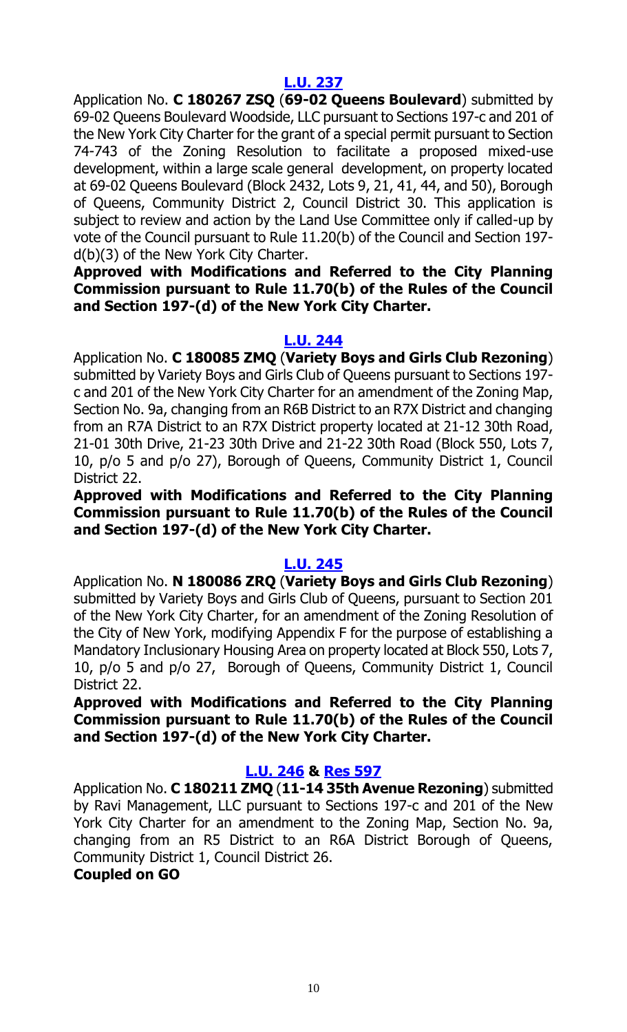### [L.U. 237]

Application No. **C 180267 ZSQ** (**69-02 Queens Boulevard**) submitted by 69-02 Queens Boulevard Woodside, LLC pursuant to Sections 197-c and 201 of the New York City Charter for the grant of a special permit pursuant to Section 74-743 of the Zoning Resolution to facilitate a proposed mixed-use development, within a large scale general development, on property located at 69-02 Queens Boulevard (Block 2432, Lots 9, 21, 41, 44, and 50), Borough of Queens, Community District 2, Council District 30. This application is subject to review and action by the Land Use Committee only if called-up by vote of the Council pursuant to Rule 11.20(b) of the Council and Section 197-d(b)(3) of the New York City Charter.

**Approved with Modifications and Referred to the City Planning Commission pursuant to Rule 11.70(b) of the Rules of the Council and Section 197-(d) of the New York City Charter.**

### [L.U. 244]

Application No. **C 180085 ZMQ** (**Variety Boys and Girls Club Rezoning**) submitted by Variety Boys and Girls Club of Queens pursuant to Sections 197-c and 201 of the New York City Charter for an amendment of the Zoning Map, Section No. 9a, changing from an R6B District to an R7X District and changing from an R7A District to an R7X District property located at 21-12 30th Road, 21-01 30th Drive, 21-23 30th Drive and 21-22 30th Road (Block 550, Lots 7, 10, p/o 5 and p/o 27), Borough of Queens, Community District 1, Council District 22.

**Approved with Modifications and Referred to the City Planning Commission pursuant to Rule 11.70(b) of the Rules of the Council and Section 197-(d) of the New York City Charter.**

### [L.U. 245]

Application No. **N 180086 ZRQ** (**Variety Boys and Girls Club Rezoning**) submitted by Variety Boys and Girls Club of Queens, pursuant to Section 201 of the New York City Charter, for an amendment of the Zoning Resolution of the City of New York, modifying Appendix F for the purpose of establishing a Mandatory Inclusionary Housing Area on property located at Block 550, Lots 7, 10, p/o 5 and p/o 27, Borough of Queens, Community District 1, Council District 22.

**Approved with Modifications and Referred to the City Planning Commission pursuant to Rule 11.70(b) of the Rules of the Council and Section 197-(d) of the New York City Charter.**

### [L.U. 246] & [Res 597]

Application No. **C 180211 ZMQ** (**11-14 35th Avenue Rezoning**) submitted by Ravi Management, LLC pursuant to Sections 197-c and 201 of the New York City Charter for an amendment to the Zoning Map, Section No. 9a, changing from an R5 District to an R6A District Borough of Queens, Community District 1, Council District 26.

**Coupled on GO**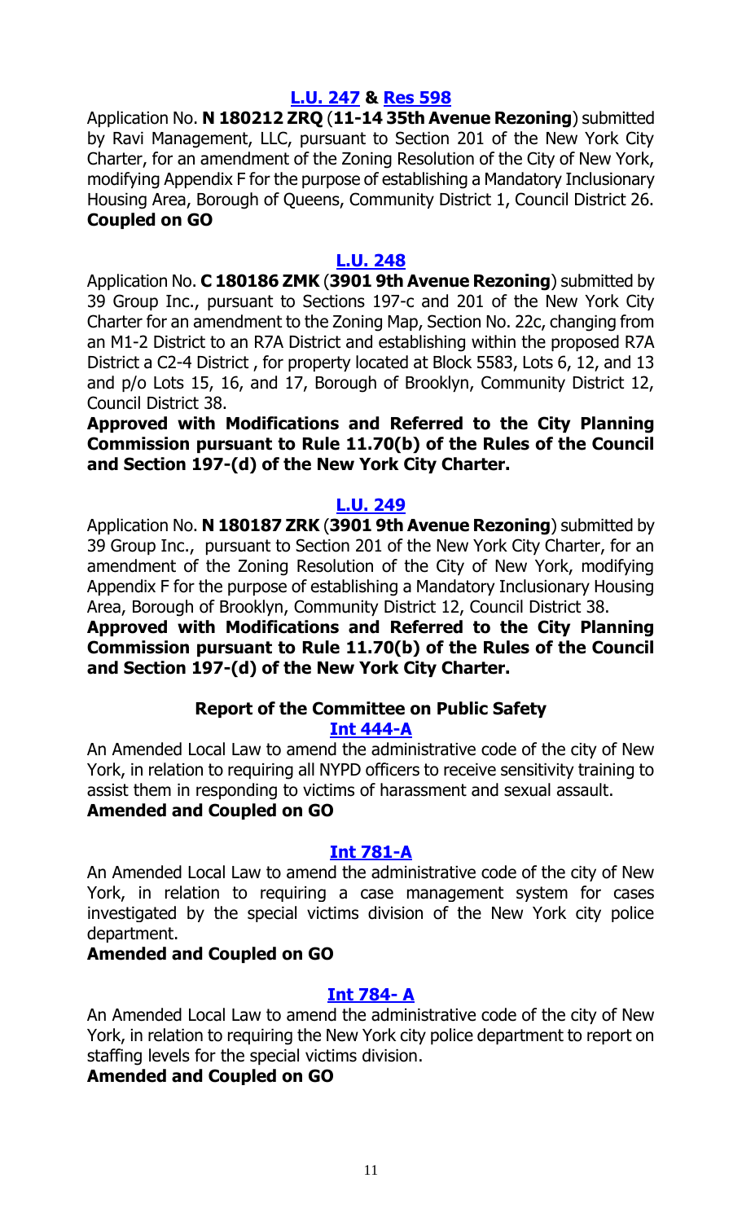**[L.U. 247](#) & [Res 598](#)**

Application No. **N 180212 ZRQ** (**11-14 35th Avenue Rezoning**) submitted by Ravi Management, LLC, pursuant to Section 201 of the New York City Charter, for an amendment of the Zoning Resolution of the City of New York, modifying Appendix F for the purpose of establishing a Mandatory Inclusionary Housing Area, Borough of Queens, Community District 1, Council District 26.
**Coupled on GO**

**[L.U. 248](#)**

Application No. **C 180186 ZMK** (**3901 9th Avenue Rezoning**) submitted by 39 Group Inc., pursuant to Sections 197-c and 201 of the New York City Charter for an amendment to the Zoning Map, Section No. 22c, changing from an M1-2 District to an R7A District and establishing within the proposed R7A District a C2-4 District , for property located at Block 5583, Lots 6, 12, and 13 and p/o Lots 15, 16, and 17, Borough of Brooklyn, Community District 12, Council District 38.
**Approved with Modifications and Referred to the City Planning Commission pursuant to Rule 11.70(b) of the Rules of the Council and Section 197-(d) of the New York City Charter.**

**[L.U. 249](#)**

Application No. **N 180187 ZRK** (**3901 9th Avenue Rezoning**) submitted by 39 Group Inc., pursuant to Section 201 of the New York City Charter, for an amendment of the Zoning Resolution of the City of New York, modifying Appendix F for the purpose of establishing a Mandatory Inclusionary Housing Area, Borough of Brooklyn, Community District 12, Council District 38.
**Approved with Modifications and Referred to the City Planning Commission pursuant to Rule 11.70(b) of the Rules of the Council and Section 197-(d) of the New York City Charter.**

### Report of the Committee on Public Safety

**[Int 444-A](#)**

An Amended Local Law to amend the administrative code of the city of New York, in relation to requiring all NYPD officers to receive sensitivity training to assist them in responding to victims of harassment and sexual assault.
**Amended and Coupled on GO**

**[Int 781-A](#)**

An Amended Local Law to amend the administrative code of the city of New York, in relation to requiring a case management system for cases investigated by the special victims division of the New York city police department.
**Amended and Coupled on GO**

**[Int 784- A](#)**

An Amended Local Law to amend the administrative code of the city of New York, in relation to requiring the New York city police department to report on staffing levels for the special victims division.
**Amended and Coupled on GO**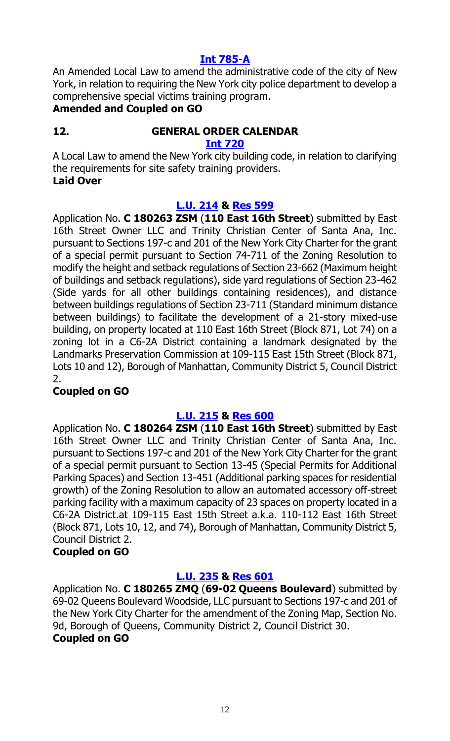### [Int 785-A]

An Amended Local Law to amend the administrative code of the city of New York, in relation to requiring the New York city police department to develop a comprehensive special victims training program.

**Amended and Coupled on GO**

## 12. GENERAL ORDER CALENDAR

### [Int 720]

A Local Law to amend the New York city building code, in relation to clarifying the requirements for site safety training providers.

**Laid Over**

### [L.U. 214] & [Res 599]

Application No. **C 180263 ZSM** (**110 East 16th Street**) submitted by East 16th Street Owner LLC and Trinity Christian Center of Santa Ana, Inc. pursuant to Sections 197-c and 201 of the New York City Charter for the grant of a special permit pursuant to Section 74-711 of the Zoning Resolution to modify the height and setback regulations of Section 23-662 (Maximum height of buildings and setback regulations), side yard regulations of Section 23-462 (Side yards for all other buildings containing residences), and distance between buildings regulations of Section 23-711 (Standard minimum distance between buildings) to facilitate the development of a 21-story mixed-use building, on property located at 110 East 16th Street (Block 871, Lot 74) on a zoning lot in a C6-2A District containing a landmark designated by the Landmarks Preservation Commission at 109-115 East 15th Street (Block 871, Lots 10 and 12), Borough of Manhattan, Community District 5, Council District 2.

**Coupled on GO**

### [L.U. 215] & [Res 600]

Application No. **C 180264 ZSM** (**110 East 16th Street**) submitted by East 16th Street Owner LLC and Trinity Christian Center of Santa Ana, Inc. pursuant to Sections 197-c and 201 of the New York City Charter for the grant of a special permit pursuant to Section 13-45 (Special Permits for Additional Parking Spaces) and Section 13-451 (Additional parking spaces for residential growth) of the Zoning Resolution to allow an automated accessory off-street parking facility with a maximum capacity of 23 spaces on property located in a C6-2A District.at 109-115 East 15th Street a.k.a. 110-112 East 16th Street (Block 871, Lots 10, 12, and 74), Borough of Manhattan, Community District 5, Council District 2.

**Coupled on GO**

### [L.U. 235] & [Res 601]

Application No. **C 180265 ZMQ** (**69-02 Queens Boulevard**) submitted by 69-02 Queens Boulevard Woodside, LLC pursuant to Sections 197-c and 201 of the New York City Charter for the amendment of the Zoning Map, Section No. 9d, Borough of Queens, Community District 2, Council District 30.

**Coupled on GO**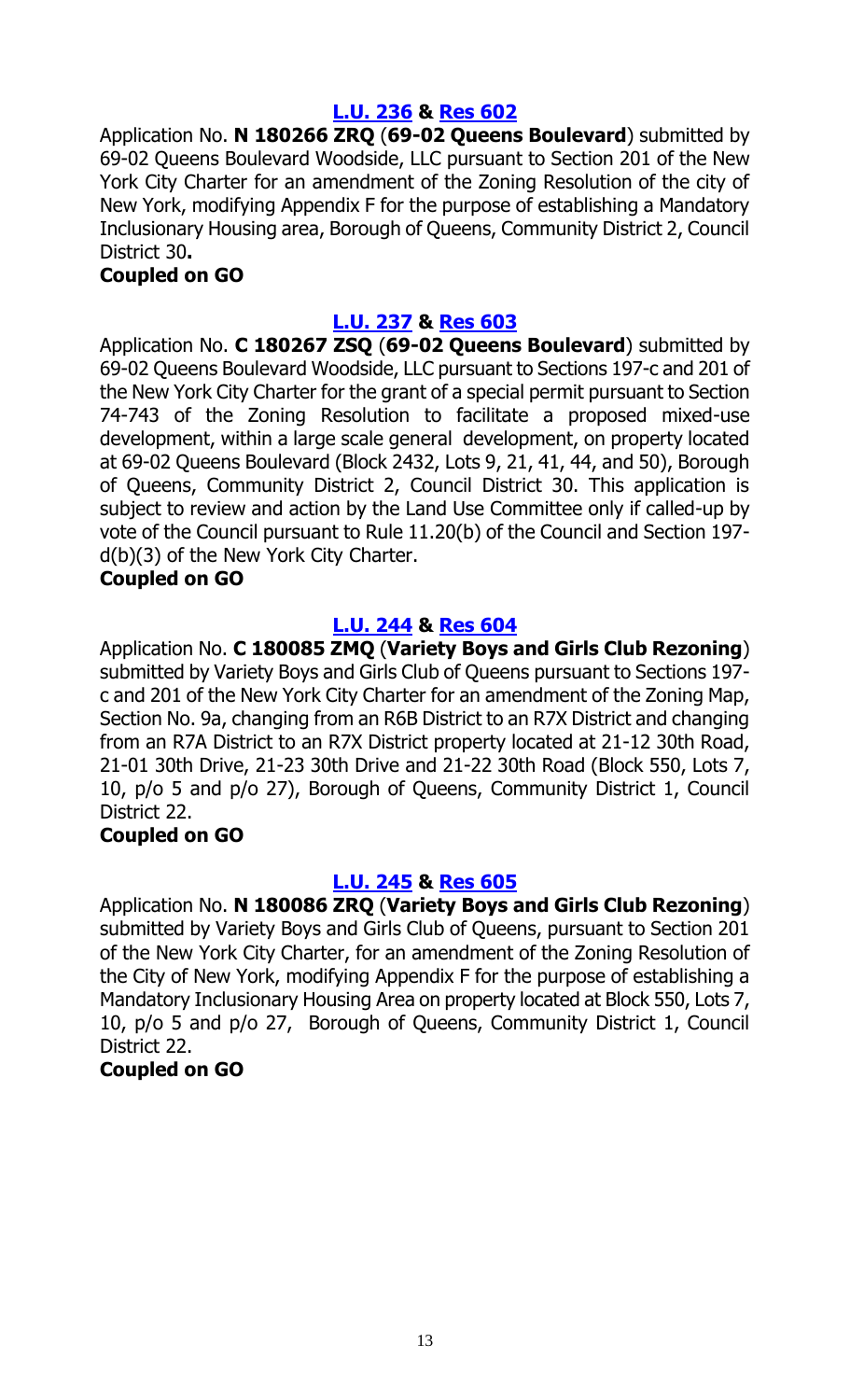**L.U. 236 & Res 602**

Application No. **N 180266 ZRQ** (**69-02 Queens Boulevard**) submitted by 69-02 Queens Boulevard Woodside, LLC pursuant to Section 201 of the New York City Charter for an amendment of the Zoning Resolution of the city of New York, modifying Appendix F for the purpose of establishing a Mandatory Inclusionary Housing area, Borough of Queens, Community District 2, Council District 30**.**

**Coupled on GO**

**L.U. 237 & Res 603**

Application No. **C 180267 ZSQ** (**69-02 Queens Boulevard**) submitted by 69-02 Queens Boulevard Woodside, LLC pursuant to Sections 197-c and 201 of the New York City Charter for the grant of a special permit pursuant to Section 74-743 of the Zoning Resolution to facilitate a proposed mixed-use development, within a large scale general development, on property located at 69-02 Queens Boulevard (Block 2432, Lots 9, 21, 41, 44, and 50), Borough of Queens, Community District 2, Council District 30. This application is subject to review and action by the Land Use Committee only if called-up by vote of the Council pursuant to Rule 11.20(b) of the Council and Section 197-d(b)(3) of the New York City Charter.

**Coupled on GO**

**L.U. 244 & Res 604**

Application No. **C 180085 ZMQ** (**Variety Boys and Girls Club Rezoning**) submitted by Variety Boys and Girls Club of Queens pursuant to Sections 197-c and 201 of the New York City Charter for an amendment of the Zoning Map, Section No. 9a, changing from an R6B District to an R7X District and changing from an R7A District to an R7X District property located at 21-12 30th Road, 21-01 30th Drive, 21-23 30th Drive and 21-22 30th Road (Block 550, Lots 7, 10, p/o 5 and p/o 27), Borough of Queens, Community District 1, Council District 22.

**Coupled on GO**

**L.U. 245 & Res 605**

Application No. **N 180086 ZRQ** (**Variety Boys and Girls Club Rezoning**) submitted by Variety Boys and Girls Club of Queens, pursuant to Section 201 of the New York City Charter, for an amendment of the Zoning Resolution of the City of New York, modifying Appendix F for the purpose of establishing a Mandatory Inclusionary Housing Area on property located at Block 550, Lots 7, 10, p/o 5 and p/o 27, Borough of Queens, Community District 1, Council District 22.

**Coupled on GO**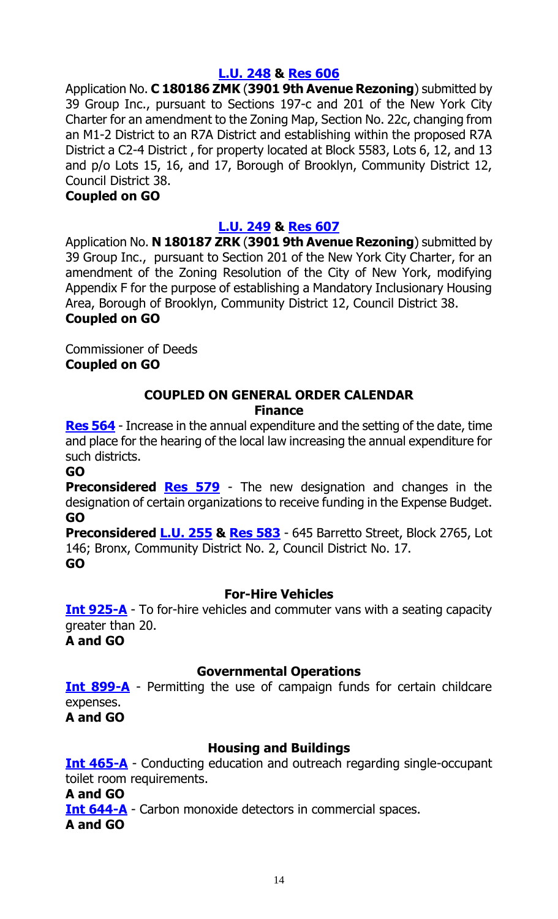**L.U. 248 & Res 606**

Application No. **C 180186 ZMK** (**3901 9th Avenue Rezoning**) submitted by 39 Group Inc., pursuant to Sections 197-c and 201 of the New York City Charter for an amendment to the Zoning Map, Section No. 22c, changing from an M1-2 District to an R7A District and establishing within the proposed R7A District a C2-4 District , for property located at Block 5583, Lots 6, 12, and 13 and p/o Lots 15, 16, and 17, Borough of Brooklyn, Community District 12, Council District 38.

**Coupled on GO**

**L.U. 249 & Res 607**

Application No. **N 180187 ZRK** (**3901 9th Avenue Rezoning**) submitted by 39 Group Inc., pursuant to Section 201 of the New York City Charter, for an amendment of the Zoning Resolution of the City of New York, modifying Appendix F for the purpose of establishing a Mandatory Inclusionary Housing Area, Borough of Brooklyn, Community District 12, Council District 38.

**Coupled on GO**

Commissioner of Deeds

**Coupled on GO**

**COUPLED ON GENERAL ORDER CALENDAR**

**Finance**

**Res 564** - Increase in the annual expenditure and the setting of the date, time and place for the hearing of the local law increasing the annual expenditure for such districts.

**GO**

**Preconsidered Res 579** - The new designation and changes in the designation of certain organizations to receive funding in the Expense Budget.

**GO**

**Preconsidered L.U. 255 & Res 583** - 645 Barretto Street, Block 2765, Lot 146; Bronx, Community District No. 2, Council District No. 17.

**GO**

**For-Hire Vehicles**

**Int 925-A** - To for-hire vehicles and commuter vans with a seating capacity greater than 20.

**A and GO**

**Governmental Operations**

**Int 899-A** - Permitting the use of campaign funds for certain childcare expenses.

**A and GO**

**Housing and Buildings**

**Int 465-A** - Conducting education and outreach regarding single-occupant toilet room requirements.

**A and GO**

**Int 644-A** - Carbon monoxide detectors in commercial spaces.

**A and GO**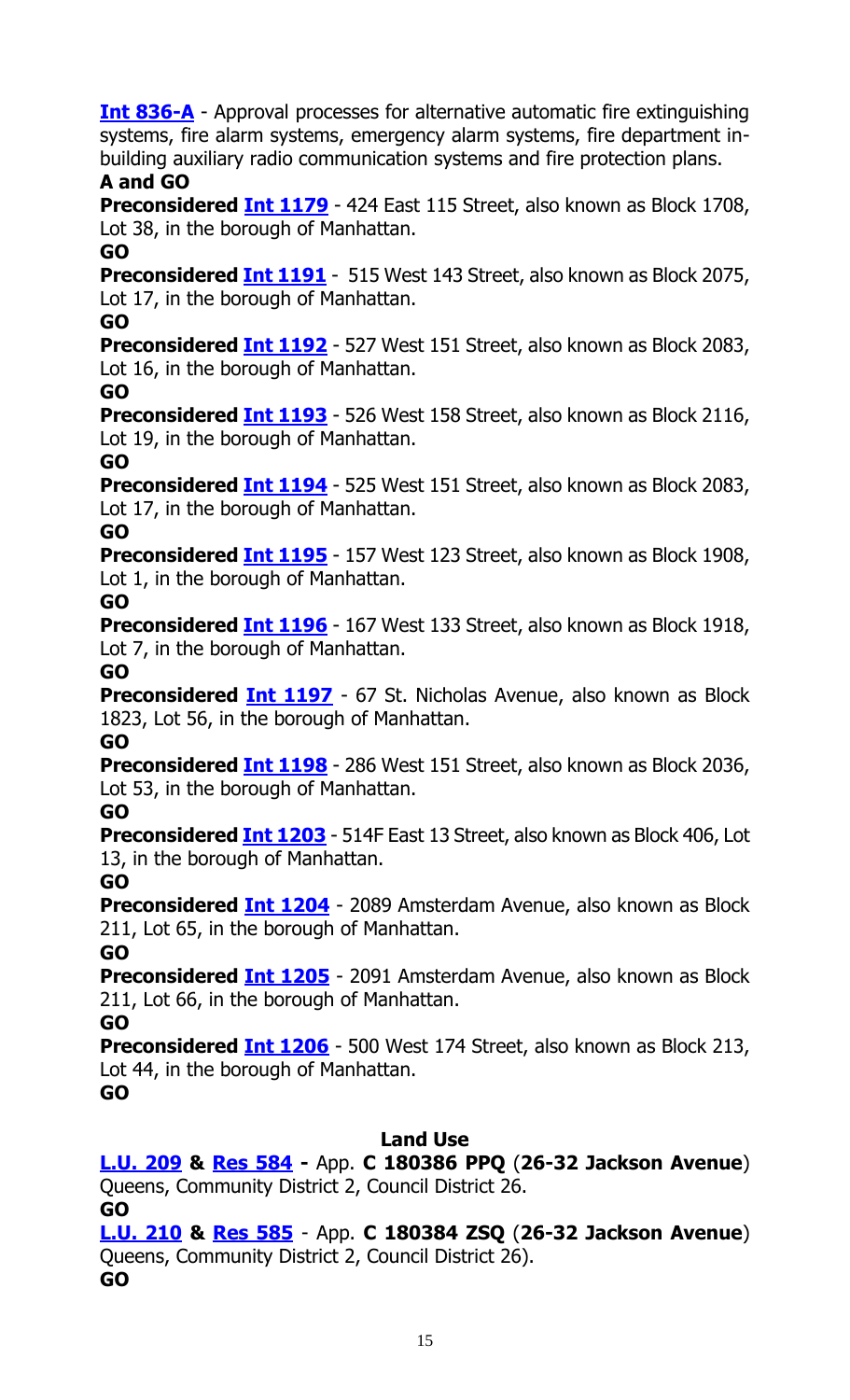**Int 836-A** - Approval processes for alternative automatic fire extinguishing systems, fire alarm systems, emergency alarm systems, fire department in-building auxiliary radio communication systems and fire protection plans.
**A and GO**

**Preconsidered Int 1179** - 424 East 115 Street, also known as Block 1708, Lot 38, in the borough of Manhattan.
**GO**

**Preconsidered Int 1191** - 515 West 143 Street, also known as Block 2075, Lot 17, in the borough of Manhattan.
**GO**

**Preconsidered Int 1192** - 527 West 151 Street, also known as Block 2083, Lot 16, in the borough of Manhattan.
**GO**

**Preconsidered Int 1193** - 526 West 158 Street, also known as Block 2116, Lot 19, in the borough of Manhattan.
**GO**

**Preconsidered Int 1194** - 525 West 151 Street, also known as Block 2083, Lot 17, in the borough of Manhattan.
**GO**

**Preconsidered Int 1195** - 157 West 123 Street, also known as Block 1908, Lot 1, in the borough of Manhattan.
**GO**

**Preconsidered Int 1196** - 167 West 133 Street, also known as Block 1918, Lot 7, in the borough of Manhattan.
**GO**

**Preconsidered Int 1197** - 67 St. Nicholas Avenue, also known as Block 1823, Lot 56, in the borough of Manhattan.
**GO**

**Preconsidered Int 1198** - 286 West 151 Street, also known as Block 2036, Lot 53, in the borough of Manhattan.
**GO**

**Preconsidered Int 1203** - 514F East 13 Street, also known as Block 406, Lot 13, in the borough of Manhattan.
**GO**

**Preconsidered Int 1204** - 2089 Amsterdam Avenue, also known as Block 211, Lot 65, in the borough of Manhattan.
**GO**

**Preconsidered Int 1205** - 2091 Amsterdam Avenue, also known as Block 211, Lot 66, in the borough of Manhattan.
**GO**

**Preconsidered Int 1206** - 500 West 174 Street, also known as Block 213, Lot 44, in the borough of Manhattan.
**GO**

## Land Use

**L.U. 209 & Res 584 -** App. **C 180386 PPQ** (**26-32 Jackson Avenue**) Queens, Community District 2, Council District 26.
**GO**

**L.U. 210 & Res 585** - App. **C 180384 ZSQ** (**26-32 Jackson Avenue**) Queens, Community District 2, Council District 26).
**GO**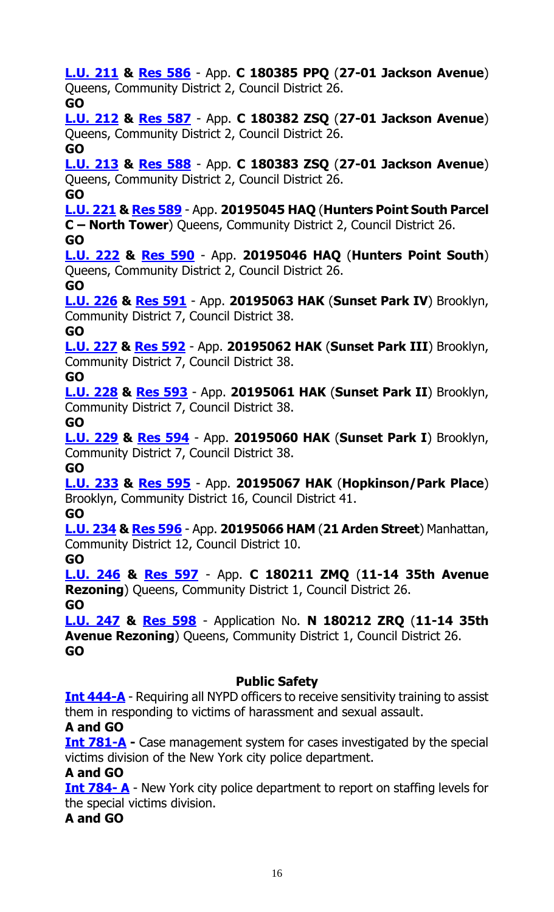**L.U. 211 & Res 586** - App. **C 180385 PPQ** (**27-01 Jackson Avenue**) Queens, Community District 2, Council District 26.
**GO**

**L.U. 212 & Res 587** - App. **C 180382 ZSQ** (**27-01 Jackson Avenue**) Queens, Community District 2, Council District 26.
**GO**

**L.U. 213 & Res 588** - App. **C 180383 ZSQ** (**27-01 Jackson Avenue**) Queens, Community District 2, Council District 26.
**GO**

**L.U. 221 & Res 589** - App. **20195045 HAQ** (**Hunters Point South Parcel C – North Tower**) Queens, Community District 2, Council District 26.
**GO**

**L.U. 222 & Res 590** - App. **20195046 HAQ** (**Hunters Point South**) Queens, Community District 2, Council District 26.
**GO**

**L.U. 226 & Res 591** - App. **20195063 HAK** (**Sunset Park IV**) Brooklyn, Community District 7, Council District 38.
**GO**

**L.U. 227 & Res 592** - App. **20195062 HAK** (**Sunset Park III**) Brooklyn, Community District 7, Council District 38.
**GO**

**L.U. 228 & Res 593** - App. **20195061 HAK** (**Sunset Park II**) Brooklyn, Community District 7, Council District 38.
**GO**

**L.U. 229 & Res 594** - App. **20195060 HAK** (**Sunset Park I**) Brooklyn, Community District 7, Council District 38.
**GO**

**L.U. 233 & Res 595** - App. **20195067 HAK** (**Hopkinson/Park Place**) Brooklyn, Community District 16, Council District 41.
**GO**

**L.U. 234 & Res 596** - App. **20195066 HAM** (**21 Arden Street**) Manhattan, Community District 12, Council District 10.
**GO**

**L.U. 246 & Res 597** - App. **C 180211 ZMQ** (**11-14 35th Avenue Rezoning**) Queens, Community District 1, Council District 26.
**GO**

**L.U. 247 & Res 598** - Application No. **N 180212 ZRQ** (**11-14 35th Avenue Rezoning**) Queens, Community District 1, Council District 26.
**GO**

## Public Safety

**Int 444-A** - Requiring all NYPD officers to receive sensitivity training to assist them in responding to victims of harassment and sexual assault.
**A and GO**

**Int 781-A -** Case management system for cases investigated by the special victims division of the New York city police department.
**A and GO**

**Int 784- A** - New York city police department to report on staffing levels for the special victims division.
**A and GO**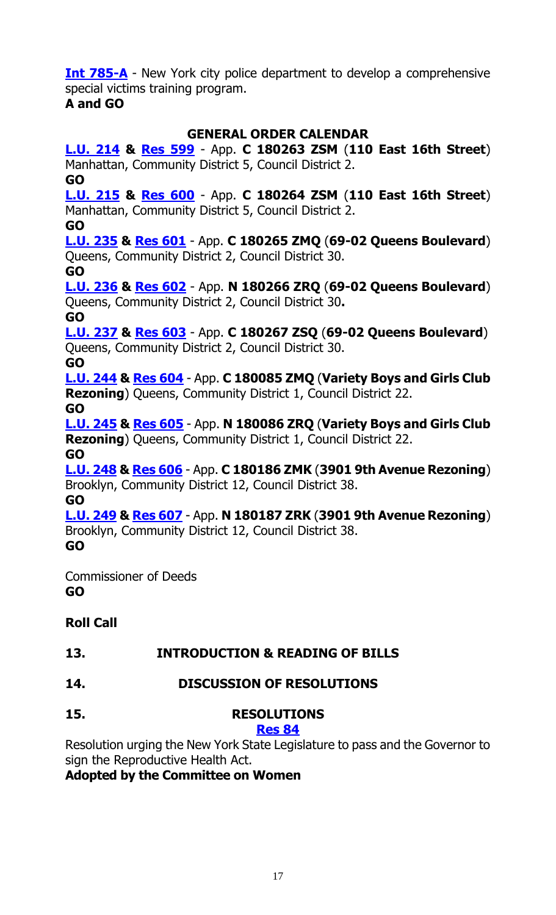**Int 785-A** - New York city police department to develop a comprehensive special victims training program.
**A and GO**

## GENERAL ORDER CALENDAR

**L.U. 214 & Res 599** - App. **C 180263 ZSM** (**110 East 16th Street**) Manhattan, Community District 5, Council District 2.
**GO**

**L.U. 215 & Res 600** - App. **C 180264 ZSM** (**110 East 16th Street**) Manhattan, Community District 5, Council District 2.
**GO**

**L.U. 235 & Res 601** - App. **C 180265 ZMQ** (**69-02 Queens Boulevard**) Queens, Community District 2, Council District 30.
**GO**

**L.U. 236 & Res 602** - App. **N 180266 ZRQ** (**69-02 Queens Boulevard**) Queens, Community District 2, Council District 30**.**
**GO**

**L.U. 237 & Res 603** - App. **C 180267 ZSQ** (**69-02 Queens Boulevard**) Queens, Community District 2, Council District 30.
**GO**

**L.U. 244 & Res 604** - App. **C 180085 ZMQ** (**Variety Boys and Girls Club Rezoning**) Queens, Community District 1, Council District 22.
**GO**

**L.U. 245 & Res 605** - App. **N 180086 ZRQ** (**Variety Boys and Girls Club Rezoning**) Queens, Community District 1, Council District 22.
**GO**

**L.U. 248 & Res 606** - App. **C 180186 ZMK** (**3901 9th Avenue Rezoning**) Brooklyn, Community District 12, Council District 38.
**GO**

**L.U. 249 & Res 607** - App. **N 180187 ZRK** (**3901 9th Avenue Rezoning**) Brooklyn, Community District 12, Council District 38.
**GO**

Commissioner of Deeds
**GO**

**Roll Call**

## 13. INTRODUCTION & READING OF BILLS

## 14. DISCUSSION OF RESOLUTIONS

## 15. RESOLUTIONS

**Res 84**

Resolution urging the New York State Legislature to pass and the Governor to sign the Reproductive Health Act.
**Adopted by the Committee on Women**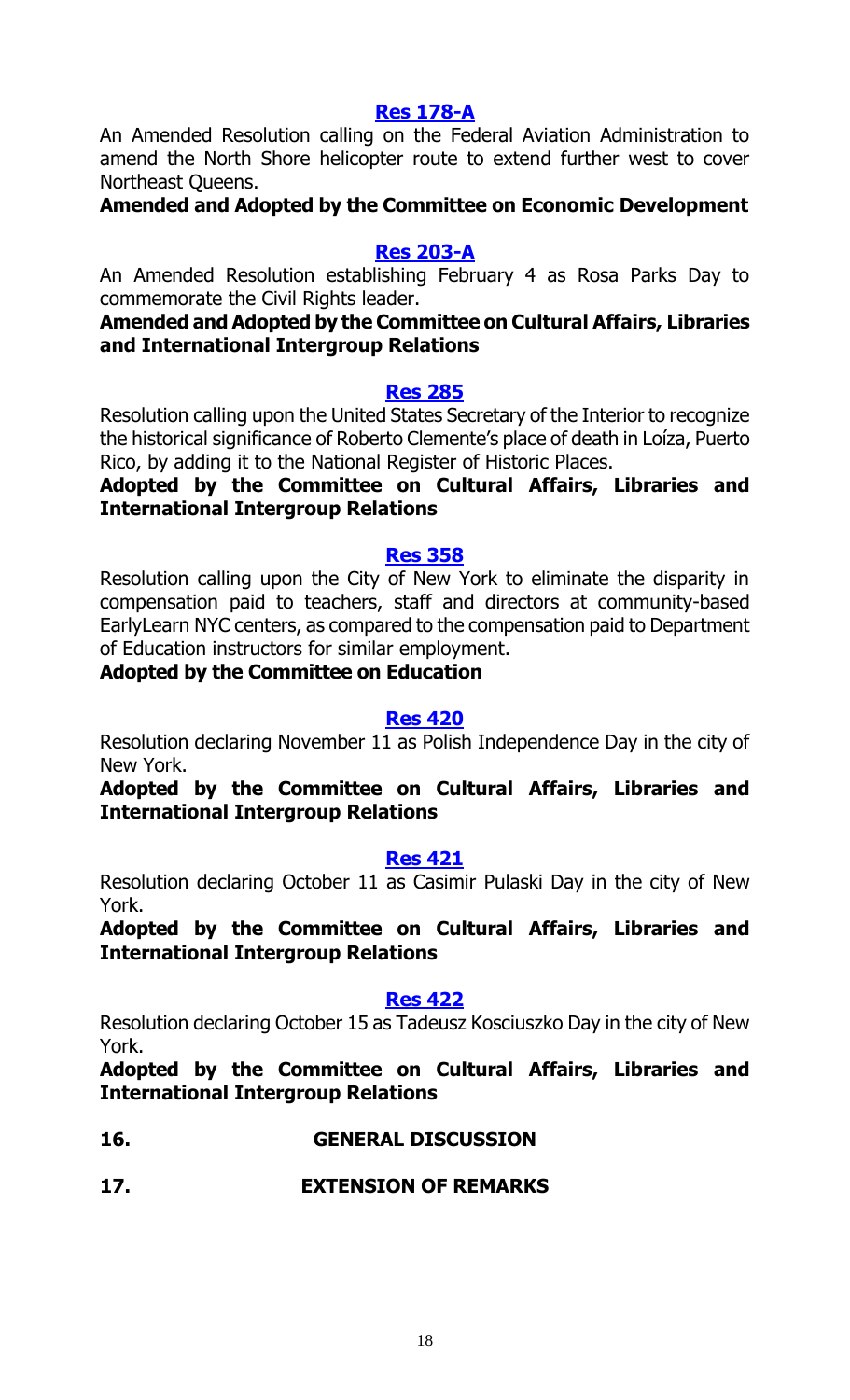### Res 178-A

An Amended Resolution calling on the Federal Aviation Administration to amend the North Shore helicopter route to extend further west to cover Northeast Queens.

**Amended and Adopted by the Committee on Economic Development**

### Res 203-A

An Amended Resolution establishing February 4 as Rosa Parks Day to commemorate the Civil Rights leader.

**Amended and Adopted by the Committee on Cultural Affairs, Libraries and International Intergroup Relations**

### Res 285

Resolution calling upon the United States Secretary of the Interior to recognize the historical significance of Roberto Clemente's place of death in Loíza, Puerto Rico, by adding it to the National Register of Historic Places.

**Adopted by the Committee on Cultural Affairs, Libraries and International Intergroup Relations**

### Res 358

Resolution calling upon the City of New York to eliminate the disparity in compensation paid to teachers, staff and directors at community-based EarlyLearn NYC centers, as compared to the compensation paid to Department of Education instructors for similar employment.

**Adopted by the Committee on Education**

### Res 420

Resolution declaring November 11 as Polish Independence Day in the city of New York.

**Adopted by the Committee on Cultural Affairs, Libraries and International Intergroup Relations**

### Res 421

Resolution declaring October 11 as Casimir Pulaski Day in the city of New York.

**Adopted by the Committee on Cultural Affairs, Libraries and International Intergroup Relations**

### Res 422

Resolution declaring October 15 as Tadeusz Kosciuszko Day in the city of New York.

**Adopted by the Committee on Cultural Affairs, Libraries and International Intergroup Relations**

## 16. GENERAL DISCUSSION

## 17. EXTENSION OF REMARKS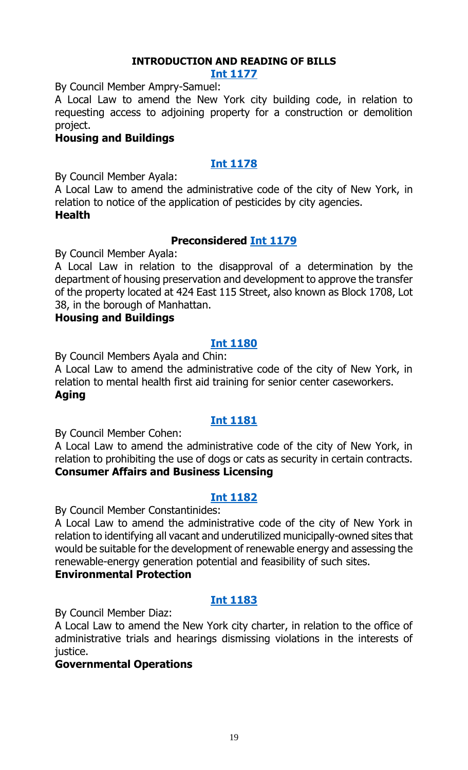## INTRODUCTION AND READING OF BILLS

**[Int 1177](#)**

By Council Member Ampry-Samuel:

A Local Law to amend the New York city building code, in relation to requesting access to adjoining property for a construction or demolition project.

**Housing and Buildings**

**[Int 1178](#)**

By Council Member Ayala:

A Local Law to amend the administrative code of the city of New York, in relation to notice of the application of pesticides by city agencies.

**Health**

**Preconsidered [Int 1179](#)**

By Council Member Ayala:

A Local Law in relation to the disapproval of a determination by the department of housing preservation and development to approve the transfer of the property located at 424 East 115 Street, also known as Block 1708, Lot 38, in the borough of Manhattan.

**Housing and Buildings**

**[Int 1180](#)**

By Council Members Ayala and Chin:

A Local Law to amend the administrative code of the city of New York, in relation to mental health first aid training for senior center caseworkers.

**Aging**

**[Int 1181](#)**

By Council Member Cohen:

A Local Law to amend the administrative code of the city of New York, in relation to prohibiting the use of dogs or cats as security in certain contracts.

**Consumer Affairs and Business Licensing**

**[Int 1182](#)**

By Council Member Constantinides:

A Local Law to amend the administrative code of the city of New York in relation to identifying all vacant and underutilized municipally-owned sites that would be suitable for the development of renewable energy and assessing the renewable-energy generation potential and feasibility of such sites.

**Environmental Protection**

**[Int 1183](#)**

By Council Member Diaz:

A Local Law to amend the New York city charter, in relation to the office of administrative trials and hearings dismissing violations in the interests of justice.

**Governmental Operations**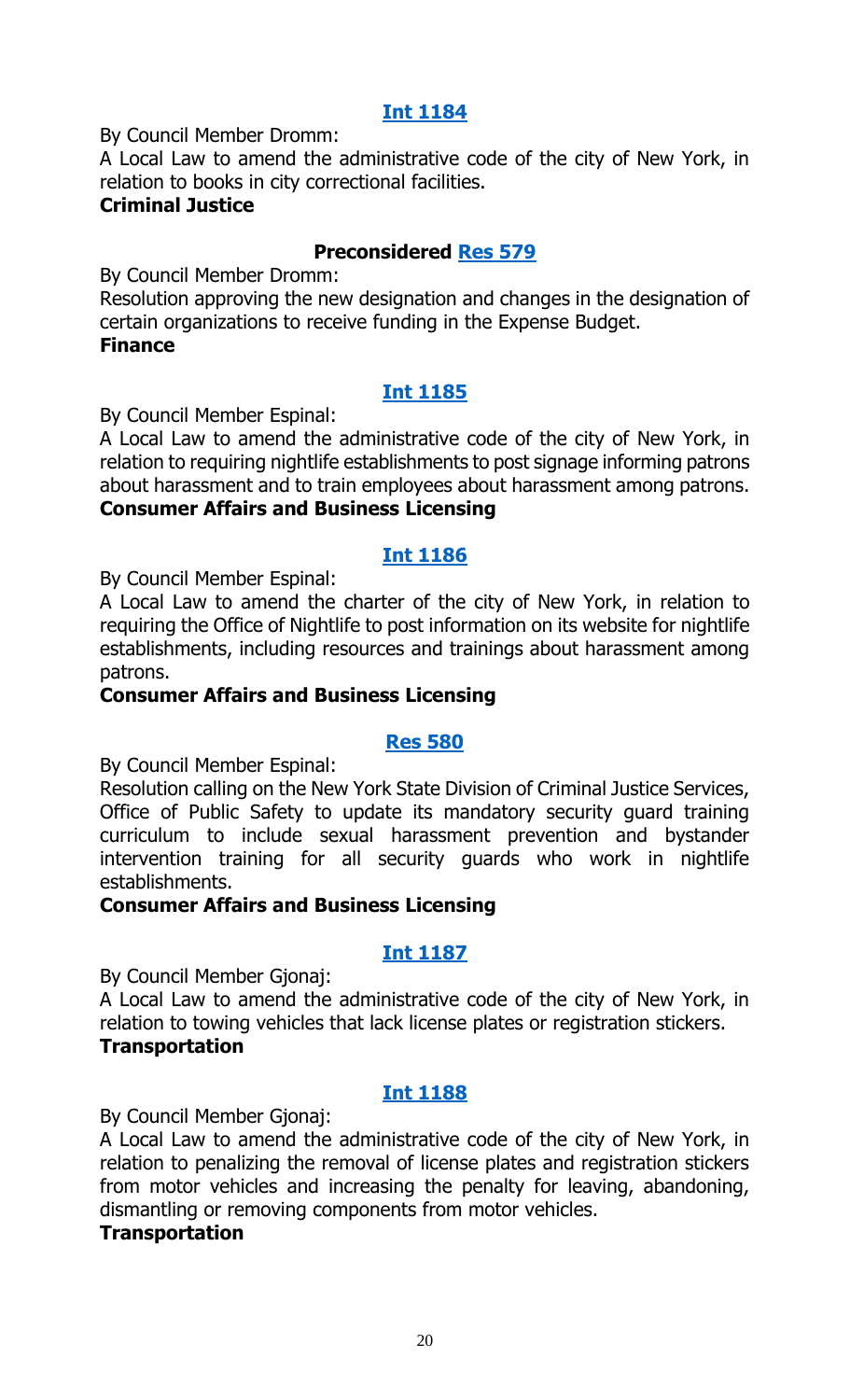**Int 1184**

By Council Member Dromm:

A Local Law to amend the administrative code of the city of New York, in relation to books in city correctional facilities.

**Criminal Justice**

**Preconsidered Res 579**

By Council Member Dromm:

Resolution approving the new designation and changes in the designation of certain organizations to receive funding in the Expense Budget.

**Finance**

**Int 1185**

By Council Member Espinal:

A Local Law to amend the administrative code of the city of New York, in relation to requiring nightlife establishments to post signage informing patrons about harassment and to train employees about harassment among patrons.

**Consumer Affairs and Business Licensing**

**Int 1186**

By Council Member Espinal:

A Local Law to amend the charter of the city of New York, in relation to requiring the Office of Nightlife to post information on its website for nightlife establishments, including resources and trainings about harassment among patrons.

**Consumer Affairs and Business Licensing**

**Res 580**

By Council Member Espinal:

Resolution calling on the New York State Division of Criminal Justice Services, Office of Public Safety to update its mandatory security guard training curriculum to include sexual harassment prevention and bystander intervention training for all security guards who work in nightlife establishments.

**Consumer Affairs and Business Licensing**

**Int 1187**

By Council Member Gjonaj:

A Local Law to amend the administrative code of the city of New York, in relation to towing vehicles that lack license plates or registration stickers.

**Transportation**

**Int 1188**

By Council Member Gjonaj:

A Local Law to amend the administrative code of the city of New York, in relation to penalizing the removal of license plates and registration stickers from motor vehicles and increasing the penalty for leaving, abandoning, dismantling or removing components from motor vehicles.

**Transportation**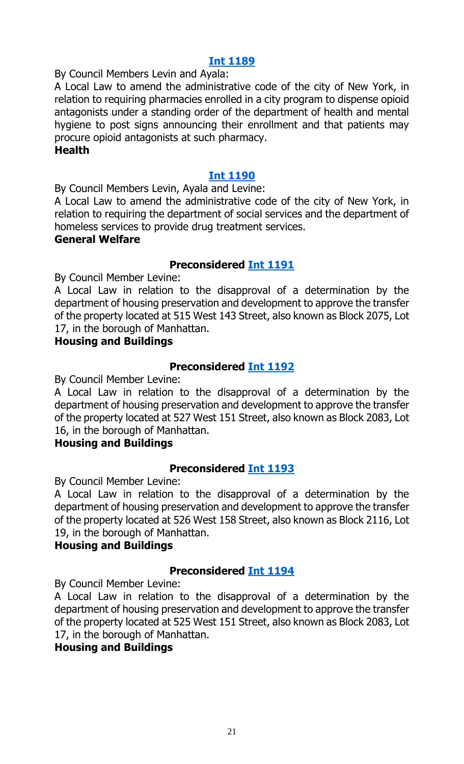**Int 1189**

By Council Members Levin and Ayala:

A Local Law to amend the administrative code of the city of New York, in relation to requiring pharmacies enrolled in a city program to dispense opioid antagonists under a standing order of the department of health and mental hygiene to post signs announcing their enrollment and that patients may procure opioid antagonists at such pharmacy.

**Health**

**Int 1190**

By Council Members Levin, Ayala and Levine:

A Local Law to amend the administrative code of the city of New York, in relation to requiring the department of social services and the department of homeless services to provide drug treatment services.

**General Welfare**

**Preconsidered Int 1191**

By Council Member Levine:

A Local Law in relation to the disapproval of a determination by the department of housing preservation and development to approve the transfer of the property located at 515 West 143 Street, also known as Block 2075, Lot 17, in the borough of Manhattan.

**Housing and Buildings**

**Preconsidered Int 1192**

By Council Member Levine:

A Local Law in relation to the disapproval of a determination by the department of housing preservation and development to approve the transfer of the property located at 527 West 151 Street, also known as Block 2083, Lot 16, in the borough of Manhattan.

**Housing and Buildings**

**Preconsidered Int 1193**

By Council Member Levine:

A Local Law in relation to the disapproval of a determination by the department of housing preservation and development to approve the transfer of the property located at 526 West 158 Street, also known as Block 2116, Lot 19, in the borough of Manhattan.

**Housing and Buildings**

**Preconsidered Int 1194**

By Council Member Levine:

A Local Law in relation to the disapproval of a determination by the department of housing preservation and development to approve the transfer of the property located at 525 West 151 Street, also known as Block 2083, Lot 17, in the borough of Manhattan.

**Housing and Buildings**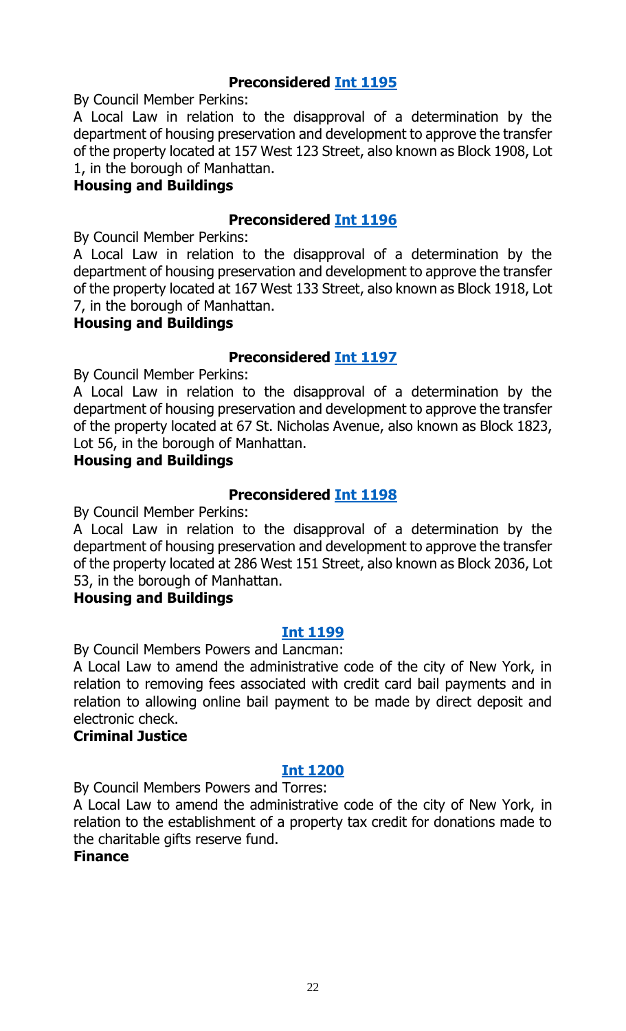**Preconsidered Int 1195**

By Council Member Perkins:

A Local Law in relation to the disapproval of a determination by the department of housing preservation and development to approve the transfer of the property located at 157 West 123 Street, also known as Block 1908, Lot 1, in the borough of Manhattan.

**Housing and Buildings**

**Preconsidered Int 1196**

By Council Member Perkins:

A Local Law in relation to the disapproval of a determination by the department of housing preservation and development to approve the transfer of the property located at 167 West 133 Street, also known as Block 1918, Lot 7, in the borough of Manhattan.

**Housing and Buildings**

**Preconsidered Int 1197**

By Council Member Perkins:

A Local Law in relation to the disapproval of a determination by the department of housing preservation and development to approve the transfer of the property located at 67 St. Nicholas Avenue, also known as Block 1823, Lot 56, in the borough of Manhattan.

**Housing and Buildings**

**Preconsidered Int 1198**

By Council Member Perkins:

A Local Law in relation to the disapproval of a determination by the department of housing preservation and development to approve the transfer of the property located at 286 West 151 Street, also known as Block 2036, Lot 53, in the borough of Manhattan.

**Housing and Buildings**

**Int 1199**

By Council Members Powers and Lancman:

A Local Law to amend the administrative code of the city of New York, in relation to removing fees associated with credit card bail payments and in relation to allowing online bail payment to be made by direct deposit and electronic check.

**Criminal Justice**

**Int 1200**

By Council Members Powers and Torres:

A Local Law to amend the administrative code of the city of New York, in relation to the establishment of a property tax credit for donations made to the charitable gifts reserve fund.

**Finance**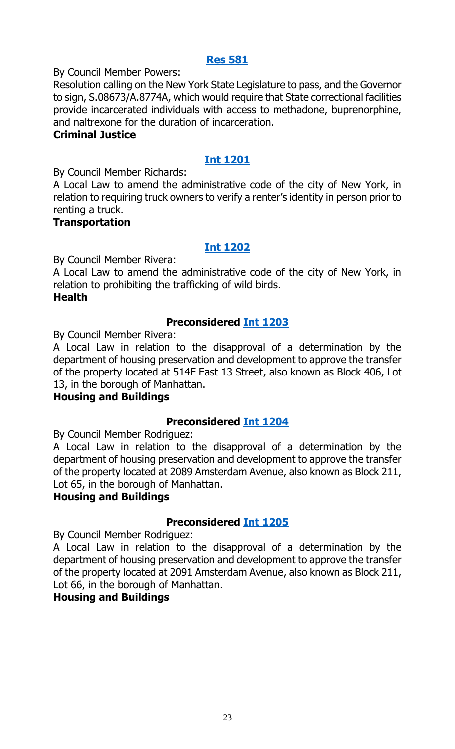### [Res 581](#)

By Council Member Powers:

Resolution calling on the New York State Legislature to pass, and the Governor to sign, S.08673/A.8774A, which would require that State correctional facilities provide incarcerated individuals with access to methadone, buprenorphine, and naltrexone for the duration of incarceration.

**Criminal Justice**

### [Int 1201](#)

By Council Member Richards:

A Local Law to amend the administrative code of the city of New York, in relation to requiring truck owners to verify a renter's identity in person prior to renting a truck.

**Transportation**

### [Int 1202](#)

By Council Member Rivera:

A Local Law to amend the administrative code of the city of New York, in relation to prohibiting the trafficking of wild birds.

**Health**

### Preconsidered [Int 1203](#)

By Council Member Rivera:

A Local Law in relation to the disapproval of a determination by the department of housing preservation and development to approve the transfer of the property located at 514F East 13 Street, also known as Block 406, Lot 13, in the borough of Manhattan.

**Housing and Buildings**

### Preconsidered [Int 1204](#)

By Council Member Rodriguez:

A Local Law in relation to the disapproval of a determination by the department of housing preservation and development to approve the transfer of the property located at 2089 Amsterdam Avenue, also known as Block 211, Lot 65, in the borough of Manhattan.

**Housing and Buildings**

### Preconsidered [Int 1205](#)

By Council Member Rodriguez:

A Local Law in relation to the disapproval of a determination by the department of housing preservation and development to approve the transfer of the property located at 2091 Amsterdam Avenue, also known as Block 211, Lot 66, in the borough of Manhattan.

**Housing and Buildings**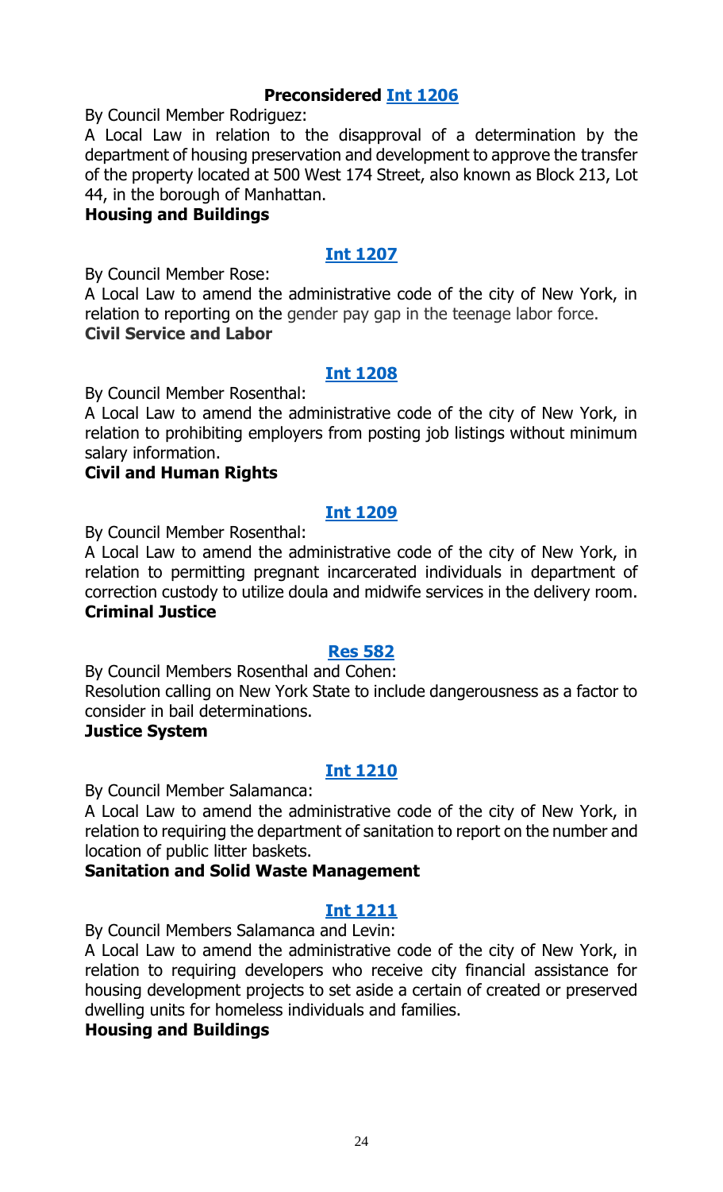**Preconsidered [Int 1206](#)**

By Council Member Rodriguez:

A Local Law in relation to the disapproval of a determination by the department of housing preservation and development to approve the transfer of the property located at 500 West 174 Street, also known as Block 213, Lot 44, in the borough of Manhattan.

**Housing and Buildings**

**[Int 1207](#)**

By Council Member Rose:

A Local Law to amend the administrative code of the city of New York, in relation to reporting on the gender pay gap in the teenage labor force.

**Civil Service and Labor**

**[Int 1208](#)**

By Council Member Rosenthal:

A Local Law to amend the administrative code of the city of New York, in relation to prohibiting employers from posting job listings without minimum salary information.

**Civil and Human Rights**

**[Int 1209](#)**

By Council Member Rosenthal:

A Local Law to amend the administrative code of the city of New York, in relation to permitting pregnant incarcerated individuals in department of correction custody to utilize doula and midwife services in the delivery room.

**Criminal Justice**

**[Res 582](#)**

By Council Members Rosenthal and Cohen:

Resolution calling on New York State to include dangerousness as a factor to consider in bail determinations.

**Justice System**

**[Int 1210](#)**

By Council Member Salamanca:

A Local Law to amend the administrative code of the city of New York, in relation to requiring the department of sanitation to report on the number and location of public litter baskets.

**Sanitation and Solid Waste Management**

**[Int 1211](#)**

By Council Members Salamanca and Levin:

A Local Law to amend the administrative code of the city of New York, in relation to requiring developers who receive city financial assistance for housing development projects to set aside a certain of created or preserved dwelling units for homeless individuals and families.

**Housing and Buildings**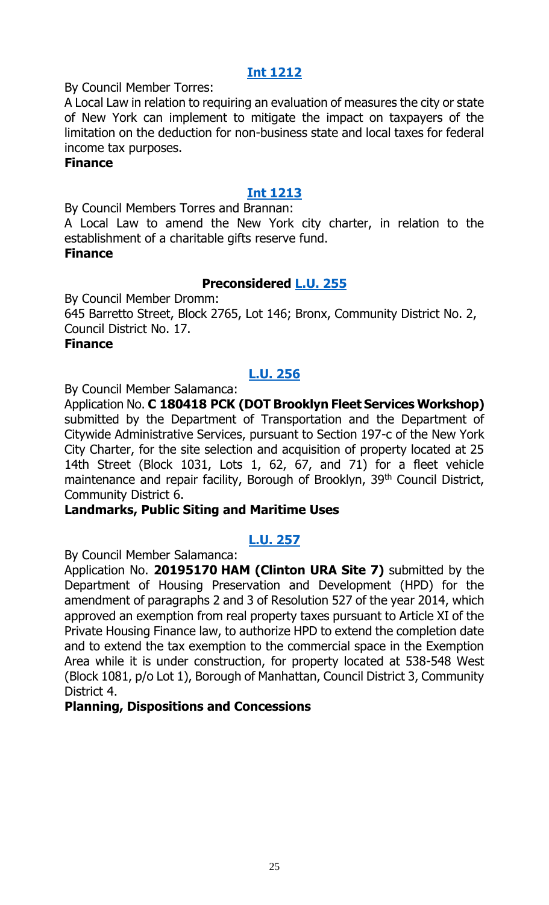### [Int 1212]

By Council Member Torres:

A Local Law in relation to requiring an evaluation of measures the city or state of New York can implement to mitigate the impact on taxpayers of the limitation on the deduction for non-business state and local taxes for federal income tax purposes.

**Finance**

### [Int 1213]

By Council Members Torres and Brannan:

A Local Law to amend the New York city charter, in relation to the establishment of a charitable gifts reserve fund.

**Finance**

### Preconsidered [L.U. 255]

By Council Member Dromm:

645 Barretto Street, Block 2765, Lot 146; Bronx, Community District No. 2, Council District No. 17.

**Finance**

### [L.U. 256]

By Council Member Salamanca:

Application No. **C 180418 PCK (DOT Brooklyn Fleet Services Workshop)** submitted by the Department of Transportation and the Department of Citywide Administrative Services, pursuant to Section 197-c of the New York City Charter, for the site selection and acquisition of property located at 25 14th Street (Block 1031, Lots 1, 62, 67, and 71) for a fleet vehicle maintenance and repair facility, Borough of Brooklyn, 39th Council District, Community District 6.

**Landmarks, Public Siting and Maritime Uses**

### [L.U. 257]

By Council Member Salamanca:

Application No. **20195170 HAM (Clinton URA Site 7)** submitted by the Department of Housing Preservation and Development (HPD) for the amendment of paragraphs 2 and 3 of Resolution 527 of the year 2014, which approved an exemption from real property taxes pursuant to Article XI of the Private Housing Finance law, to authorize HPD to extend the completion date and to extend the tax exemption to the commercial space in the Exemption Area while it is under construction, for property located at 538-548 West (Block 1081, p/o Lot 1), Borough of Manhattan, Council District 3, Community District 4.

**Planning, Dispositions and Concessions**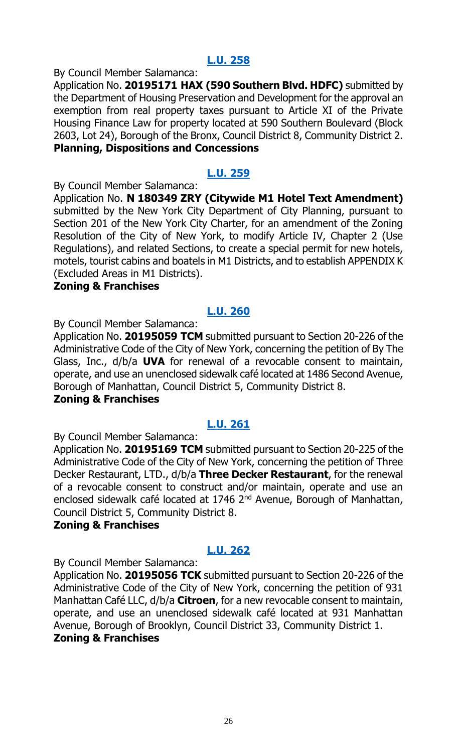## [L.U. 258](#)

By Council Member Salamanca:

Application No. **20195171 HAX (590 Southern Blvd. HDFC)** submitted by the Department of Housing Preservation and Development for the approval an exemption from real property taxes pursuant to Article XI of the Private Housing Finance Law for property located at 590 Southern Boulevard (Block 2603, Lot 24), Borough of the Bronx, Council District 8, Community District 2.

**Planning, Dispositions and Concessions**

## [L.U. 259](#)

By Council Member Salamanca:

Application No. **N 180349 ZRY (Citywide M1 Hotel Text Amendment)** submitted by the New York City Department of City Planning, pursuant to Section 201 of the New York City Charter, for an amendment of the Zoning Resolution of the City of New York, to modify Article IV, Chapter 2 (Use Regulations), and related Sections, to create a special permit for new hotels, motels, tourist cabins and boatels in M1 Districts, and to establish APPENDIX K (Excluded Areas in M1 Districts).

**Zoning & Franchises**

## [L.U. 260](#)

By Council Member Salamanca:

Application No. **20195059 TCM** submitted pursuant to Section 20-226 of the Administrative Code of the City of New York, concerning the petition of By The Glass, Inc., d/b/a **UVA** for renewal of a revocable consent to maintain, operate, and use an unenclosed sidewalk café located at 1486 Second Avenue, Borough of Manhattan, Council District 5, Community District 8.

**Zoning & Franchises**

## [L.U. 261](#)

By Council Member Salamanca:

Application No. **20195169 TCM** submitted pursuant to Section 20-225 of the Administrative Code of the City of New York, concerning the petition of Three Decker Restaurant, LTD., d/b/a **Three Decker Restaurant**, for the renewal of a revocable consent to construct and/or maintain, operate and use an enclosed sidewalk café located at 1746 2nd Avenue, Borough of Manhattan, Council District 5, Community District 8.

**Zoning & Franchises**

## [L.U. 262](#)

By Council Member Salamanca:

Application No. **20195056 TCK** submitted pursuant to Section 20-226 of the Administrative Code of the City of New York, concerning the petition of 931 Manhattan Café LLC, d/b/a **Citroen**, for a new revocable consent to maintain, operate, and use an unenclosed sidewalk café located at 931 Manhattan Avenue, Borough of Brooklyn, Council District 33, Community District 1.

**Zoning & Franchises**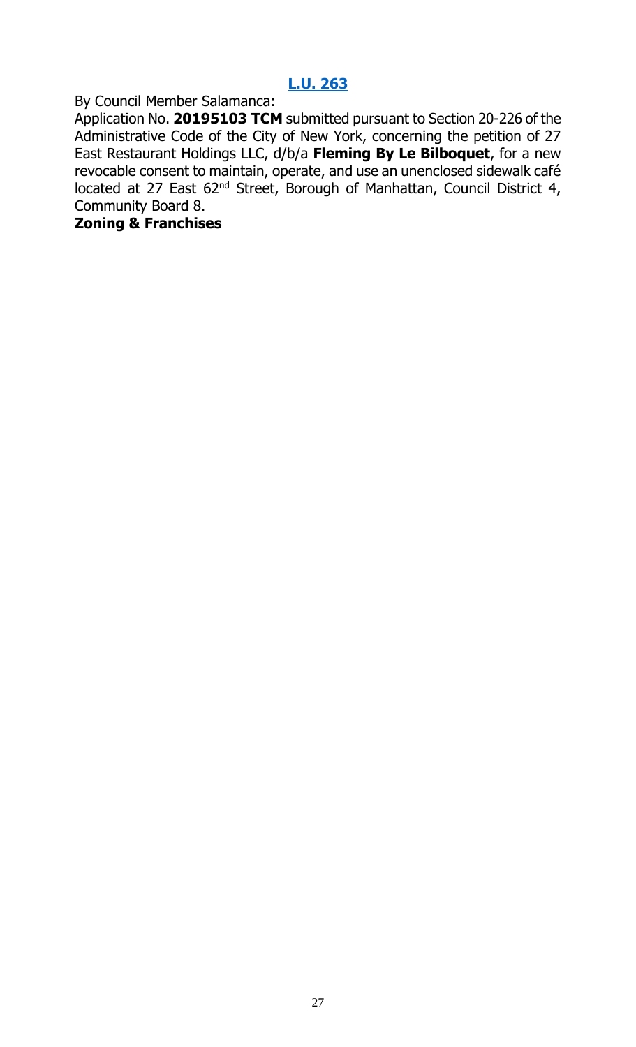## **L.U. 263**

By Council Member Salamanca:

Application No. **20195103 TCM** submitted pursuant to Section 20-226 of the Administrative Code of the City of New York, concerning the petition of 27 East Restaurant Holdings LLC, d/b/a **Fleming By Le Bilboquet**, for a new revocable consent to maintain, operate, and use an unenclosed sidewalk café located at 27 East 62nd Street, Borough of Manhattan, Council District 4, Community Board 8.

**Zoning & Franchises**